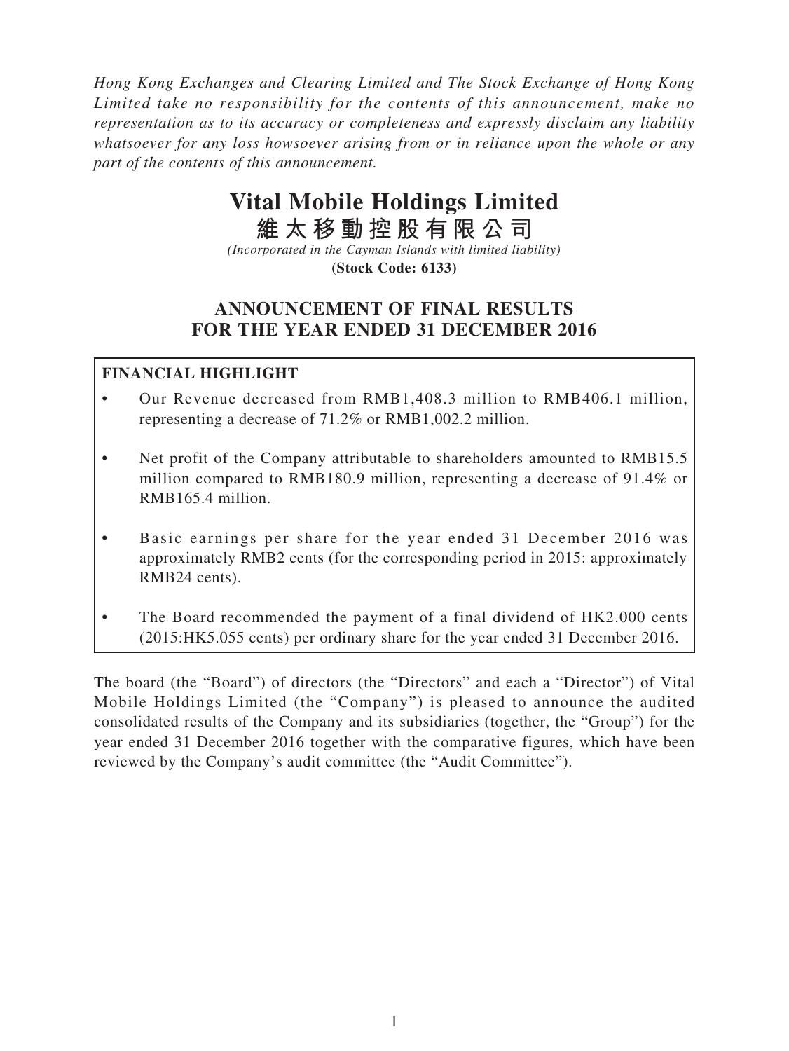*Hong Kong Exchanges and Clearing Limited and The Stock Exchange of Hong Kong Limited take no responsibility for the contents of this announcement, make no representation as to its accuracy or completeness and expressly disclaim any liability whatsoever for any loss howsoever arising from or in reliance upon the whole or any part of the contents of this announcement.*

# Vital Mobile Holdings Limited
# 維太移動控股有限公司

*(Incorporated in the Cayman Islands with limited liability)*

**(Stock Code: 6133)**

## ANNOUNCEMENT OF FINAL RESULTS FOR THE YEAR ENDED 31 DECEMBER 2016

**FINANCIAL HIGHLIGHT**

- Our Revenue decreased from RMB1,408.3 million to RMB406.1 million, representing a decrease of 71.2% or RMB1,002.2 million.
- Net profit of the Company attributable to shareholders amounted to RMB15.5 million compared to RMB180.9 million, representing a decrease of 91.4% or RMB165.4 million.
- Basic earnings per share for the year ended 31 December 2016 was approximately RMB2 cents (for the corresponding period in 2015: approximately RMB24 cents).
- The Board recommended the payment of a final dividend of HK2.000 cents (2015:HK5.055 cents) per ordinary share for the year ended 31 December 2016.

The board (the "Board") of directors (the "Directors" and each a "Director") of Vital Mobile Holdings Limited (the "Company") is pleased to announce the audited consolidated results of the Company and its subsidiaries (together, the "Group") for the year ended 31 December 2016 together with the comparative figures, which have been reviewed by the Company's audit committee (the "Audit Committee").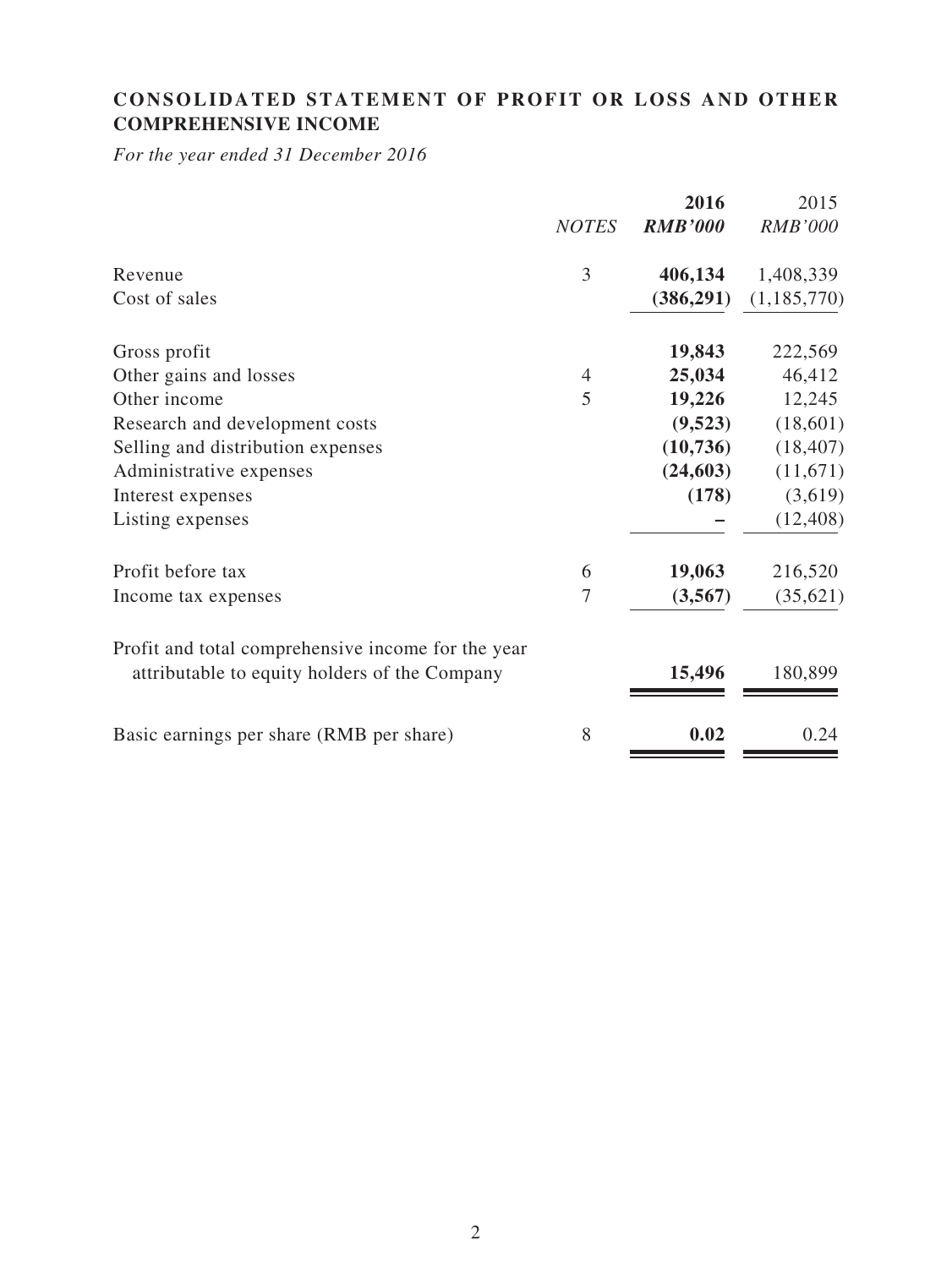## CONSOLIDATED STATEMENT OF PROFIT OR LOSS AND OTHER COMPREHENSIVE INCOME

*For the year ended 31 December 2016*

| | *NOTES* | **2016** *RMB'000* | 2015 *RMB'000* |
|---|---|---|---|
| Revenue | 3 | **406,134** | 1,408,339 |
| Cost of sales | | **(386,291)** | (1,185,770) |
| Gross profit | | **19,843** | 222,569 |
| Other gains and losses | 4 | **25,034** | 46,412 |
| Other income | 5 | **19,226** | 12,245 |
| Research and development costs | | **(9,523)** | (18,601) |
| Selling and distribution expenses | | **(10,736)** | (18,407) |
| Administrative expenses | | **(24,603)** | (11,671) |
| Interest expenses | | **(178)** | (3,619) |
| Listing expenses | | **–** | (12,408) |
| Profit before tax | 6 | **19,063** | 216,520 |
| Income tax expenses | 7 | **(3,567)** | (35,621) |
| Profit and total comprehensive income for the year attributable to equity holders of the Company | | **15,496** | 180,899 |
| Basic earnings per share (RMB per share) | 8 | **0.02** | 0.24 |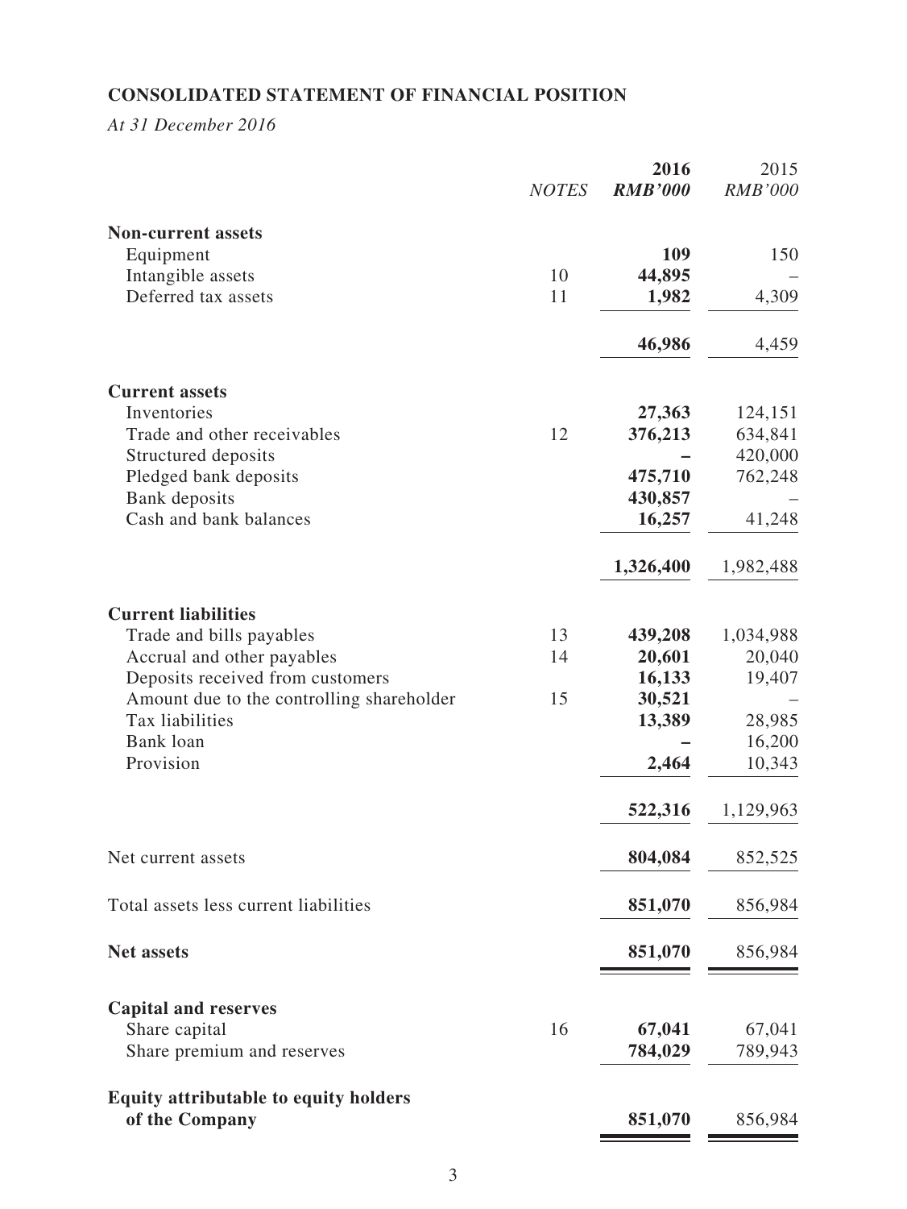## CONSOLIDATED STATEMENT OF FINANCIAL POSITION

*At 31 December 2016*

| | *NOTES* | **2016** ***RMB'000*** | 2015 *RMB'000* |
|---|---|---|---|
| **Non-current assets** | | | |
| Equipment | | **109** | 150 |
| Intangible assets | 10 | **44,895** | – |
| Deferred tax assets | 11 | **1,982** | 4,309 |
| | | **46,986** | 4,459 |
| **Current assets** | | | |
| Inventories | | **27,363** | 124,151 |
| Trade and other receivables | 12 | **376,213** | 634,841 |
| Structured deposits | | **–** | 420,000 |
| Pledged bank deposits | | **475,710** | 762,248 |
| Bank deposits | | **430,857** | – |
| Cash and bank balances | | **16,257** | 41,248 |
| | | **1,326,400** | 1,982,488 |
| **Current liabilities** | | | |
| Trade and bills payables | 13 | **439,208** | 1,034,988 |
| Accrual and other payables | 14 | **20,601** | 20,040 |
| Deposits received from customers | | **16,133** | 19,407 |
| Amount due to the controlling shareholder | 15 | **30,521** | – |
| Tax liabilities | | **13,389** | 28,985 |
| Bank loan | | **–** | 16,200 |
| Provision | | **2,464** | 10,343 |
| | | **522,316** | 1,129,963 |
| Net current assets | | **804,084** | 852,525 |
| Total assets less current liabilities | | **851,070** | 856,984 |
| **Net assets** | | **851,070** | 856,984 |
| **Capital and reserves** | | | |
| Share capital | 16 | **67,041** | 67,041 |
| Share premium and reserves | | **784,029** | 789,943 |
| **Equity attributable to equity holders of the Company** | | **851,070** | 856,984 |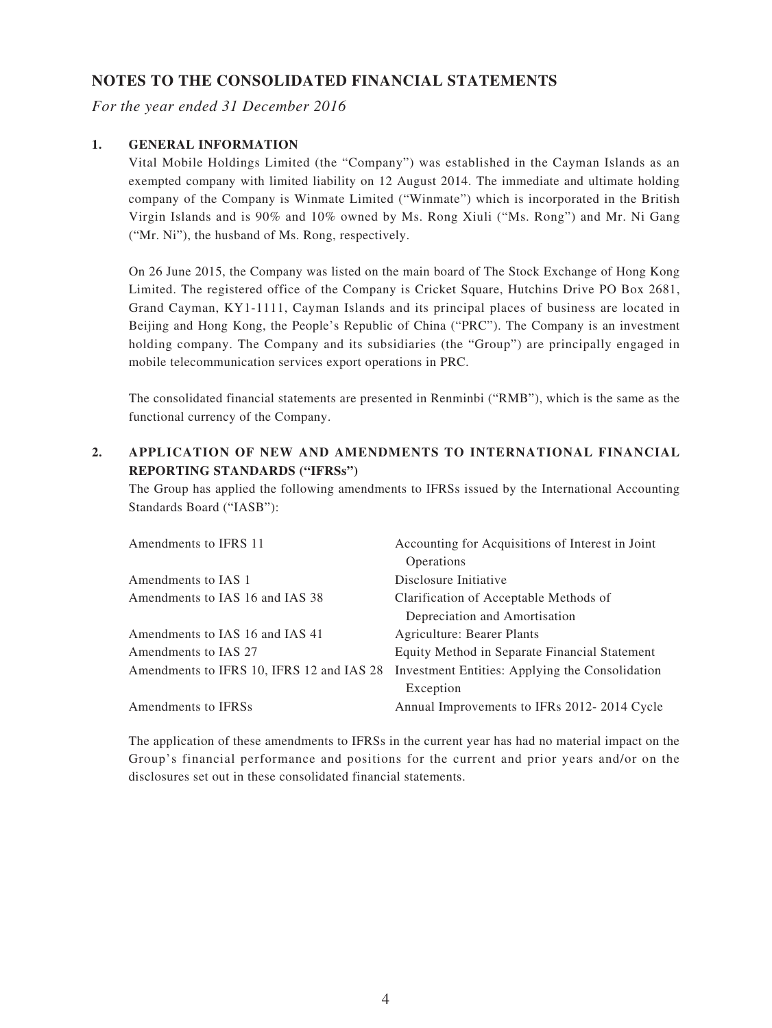## NOTES TO THE CONSOLIDATED FINANCIAL STATEMENTS

*For the year ended 31 December 2016*

### 1. GENERAL INFORMATION

Vital Mobile Holdings Limited (the "Company") was established in the Cayman Islands as an exempted company with limited liability on 12 August 2014. The immediate and ultimate holding company of the Company is Winmate Limited ("Winmate") which is incorporated in the British Virgin Islands and is 90% and 10% owned by Ms. Rong Xiuli ("Ms. Rong") and Mr. Ni Gang ("Mr. Ni"), the husband of Ms. Rong, respectively.

On 26 June 2015, the Company was listed on the main board of The Stock Exchange of Hong Kong Limited. The registered office of the Company is Cricket Square, Hutchins Drive PO Box 2681, Grand Cayman, KY1-1111, Cayman Islands and its principal places of business are located in Beijing and Hong Kong, the People's Republic of China ("PRC"). The Company is an investment holding company. The Company and its subsidiaries (the "Group") are principally engaged in mobile telecommunication services export operations in PRC.

The consolidated financial statements are presented in Renminbi ("RMB"), which is the same as the functional currency of the Company.

### 2. APPLICATION OF NEW AND AMENDMENTS TO INTERNATIONAL FINANCIAL REPORTING STANDARDS ("IFRSs")

The Group has applied the following amendments to IFRSs issued by the International Accounting Standards Board ("IASB"):

| | |
|---|---|
| Amendments to IFRS 11 | Accounting for Acquisitions of Interest in Joint Operations |
| Amendments to IAS 1 | Disclosure Initiative |
| Amendments to IAS 16 and IAS 38 | Clarification of Acceptable Methods of Depreciation and Amortisation |
| Amendments to IAS 16 and IAS 41 | Agriculture: Bearer Plants |
| Amendments to IAS 27 | Equity Method in Separate Financial Statement |
| Amendments to IFRS 10, IFRS 12 and IAS 28 | Investment Entities: Applying the Consolidation Exception |
| Amendments to IFRSs | Annual Improvements to IFRs 2012- 2014 Cycle |

The application of these amendments to IFRSs in the current year has had no material impact on the Group's financial performance and positions for the current and prior years and/or on the disclosures set out in these consolidated financial statements.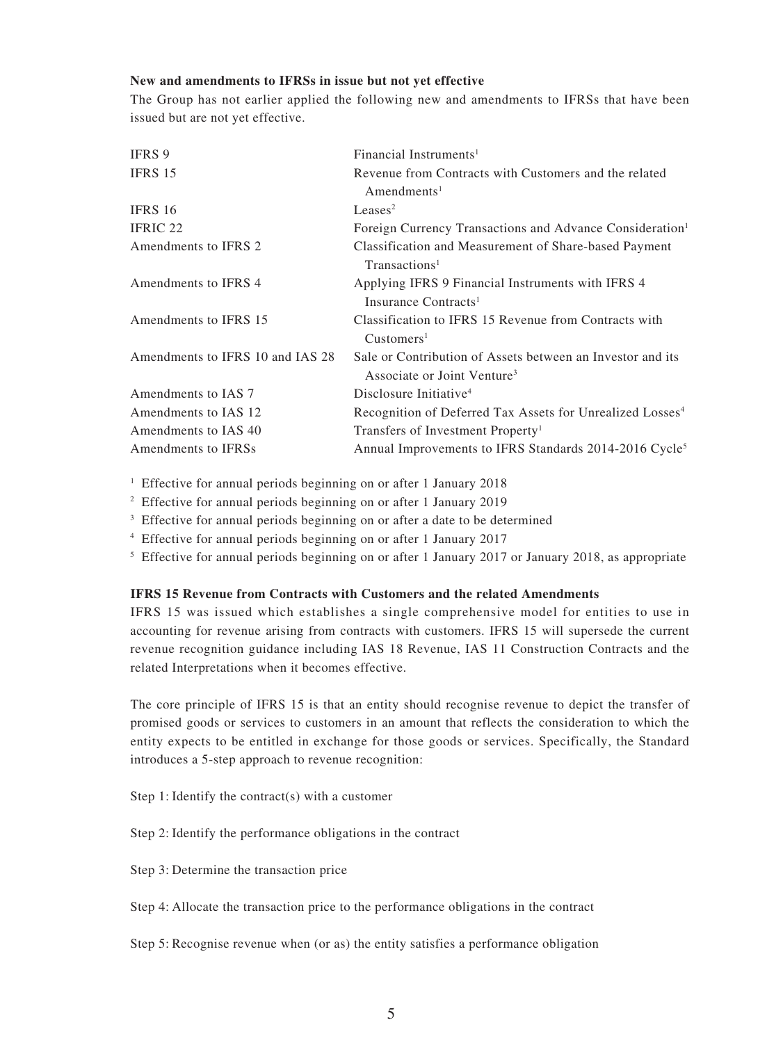**New and amendments to IFRSs in issue but not yet effective**

The Group has not earlier applied the following new and amendments to IFRSs that have been issued but are not yet effective.

| | |
|---|---|
| IFRS 9 | Financial Instruments[1] |
| IFRS 15 | Revenue from Contracts with Customers and the related Amendments[1] |
| IFRS 16 | Leases[2] |
| IFRIC 22 | Foreign Currency Transactions and Advance Consideration[1] |
| Amendments to IFRS 2 | Classification and Measurement of Share-based Payment Transactions[1] |
| Amendments to IFRS 4 | Applying IFRS 9 Financial Instruments with IFRS 4 Insurance Contracts[1] |
| Amendments to IFRS 15 | Classification to IFRS 15 Revenue from Contracts with Customers[1] |
| Amendments to IFRS 10 and IAS 28 | Sale or Contribution of Assets between an Investor and its Associate or Joint Venture[3] |
| Amendments to IAS 7 | Disclosure Initiative[4] |
| Amendments to IAS 12 | Recognition of Deferred Tax Assets for Unrealized Losses[4] |
| Amendments to IAS 40 | Transfers of Investment Property[1] |
| Amendments to IFRSs | Annual Improvements to IFRS Standards 2014-2016 Cycle[5] |

[1] Effective for annual periods beginning on or after 1 January 2018

[2] Effective for annual periods beginning on or after 1 January 2019

[3] Effective for annual periods beginning on or after a date to be determined

[4] Effective for annual periods beginning on or after 1 January 2017

[5] Effective for annual periods beginning on or after 1 January 2017 or January 2018, as appropriate

**IFRS 15 Revenue from Contracts with Customers and the related Amendments**

IFRS 15 was issued which establishes a single comprehensive model for entities to use in accounting for revenue arising from contracts with customers. IFRS 15 will supersede the current revenue recognition guidance including IAS 18 Revenue, IAS 11 Construction Contracts and the related Interpretations when it becomes effective.

The core principle of IFRS 15 is that an entity should recognise revenue to depict the transfer of promised goods or services to customers in an amount that reflects the consideration to which the entity expects to be entitled in exchange for those goods or services. Specifically, the Standard introduces a 5-step approach to revenue recognition:

Step 1: Identify the contract(s) with a customer

Step 2: Identify the performance obligations in the contract

Step 3: Determine the transaction price

Step 4: Allocate the transaction price to the performance obligations in the contract

Step 5: Recognise revenue when (or as) the entity satisfies a performance obligation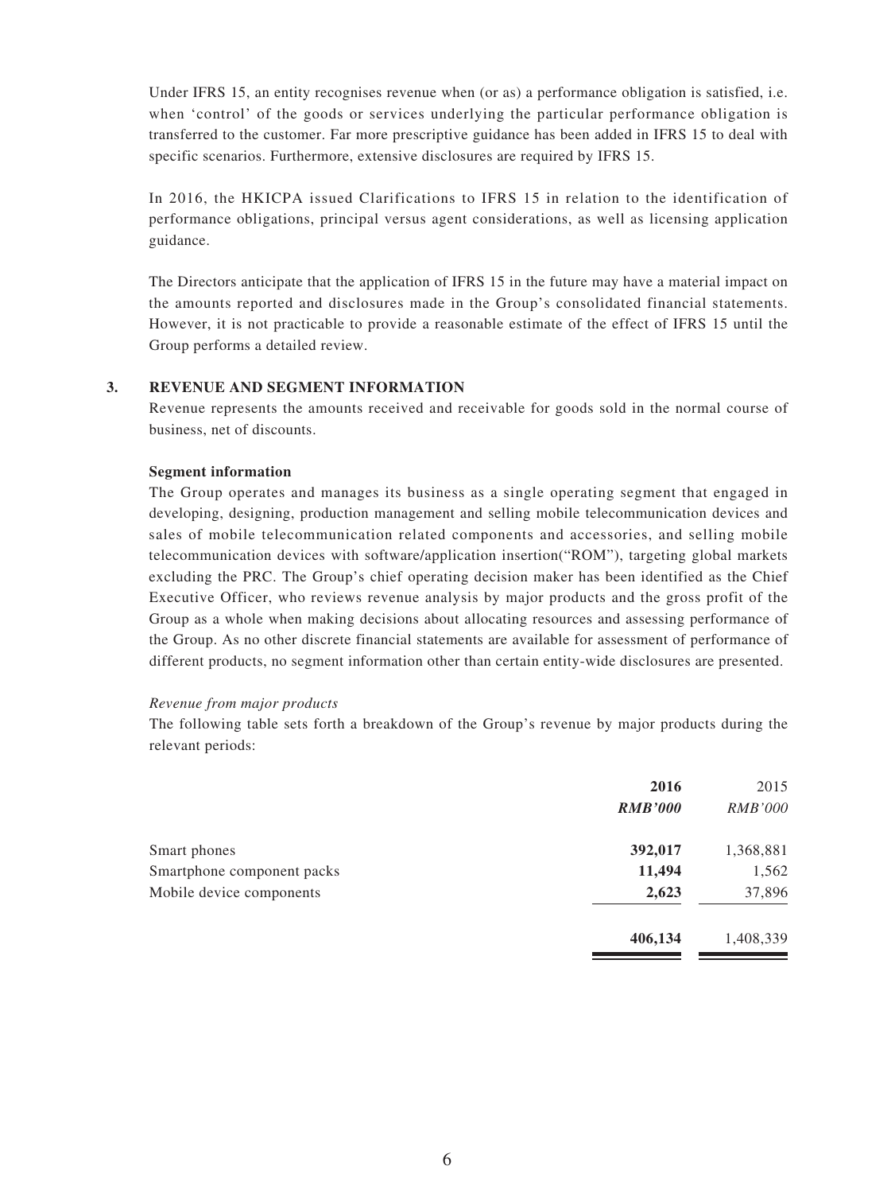Under IFRS 15, an entity recognises revenue when (or as) a performance obligation is satisfied, i.e. when 'control' of the goods or services underlying the particular performance obligation is transferred to the customer. Far more prescriptive guidance has been added in IFRS 15 to deal with specific scenarios. Furthermore, extensive disclosures are required by IFRS 15.

In 2016, the HKICPA issued Clarifications to IFRS 15 in relation to the identification of performance obligations, principal versus agent considerations, as well as licensing application guidance.

The Directors anticipate that the application of IFRS 15 in the future may have a material impact on the amounts reported and disclosures made in the Group's consolidated financial statements. However, it is not practicable to provide a reasonable estimate of the effect of IFRS 15 until the Group performs a detailed review.

## 3. REVENUE AND SEGMENT INFORMATION

Revenue represents the amounts received and receivable for goods sold in the normal course of business, net of discounts.

**Segment information**

The Group operates and manages its business as a single operating segment that engaged in developing, designing, production management and selling mobile telecommunication devices and sales of mobile telecommunication related components and accessories, and selling mobile telecommunication devices with software/application insertion("ROM"), targeting global markets excluding the PRC. The Group's chief operating decision maker has been identified as the Chief Executive Officer, who reviews revenue analysis by major products and the gross profit of the Group as a whole when making decisions about allocating resources and assessing performance of the Group. As no other discrete financial statements are available for assessment of performance of different products, no segment information other than certain entity-wide disclosures are presented.

*Revenue from major products*

The following table sets forth a breakdown of the Group's revenue by major products during the relevant periods:

| | **2016** | 2015 |
|---|---|---|
| | ***RMB'000*** | *RMB'000* |
| Smart phones | **392,017** | 1,368,881 |
| Smartphone component packs | **11,494** | 1,562 |
| Mobile device components | **2,623** | 37,896 |
| | **406,134** | 1,408,339 |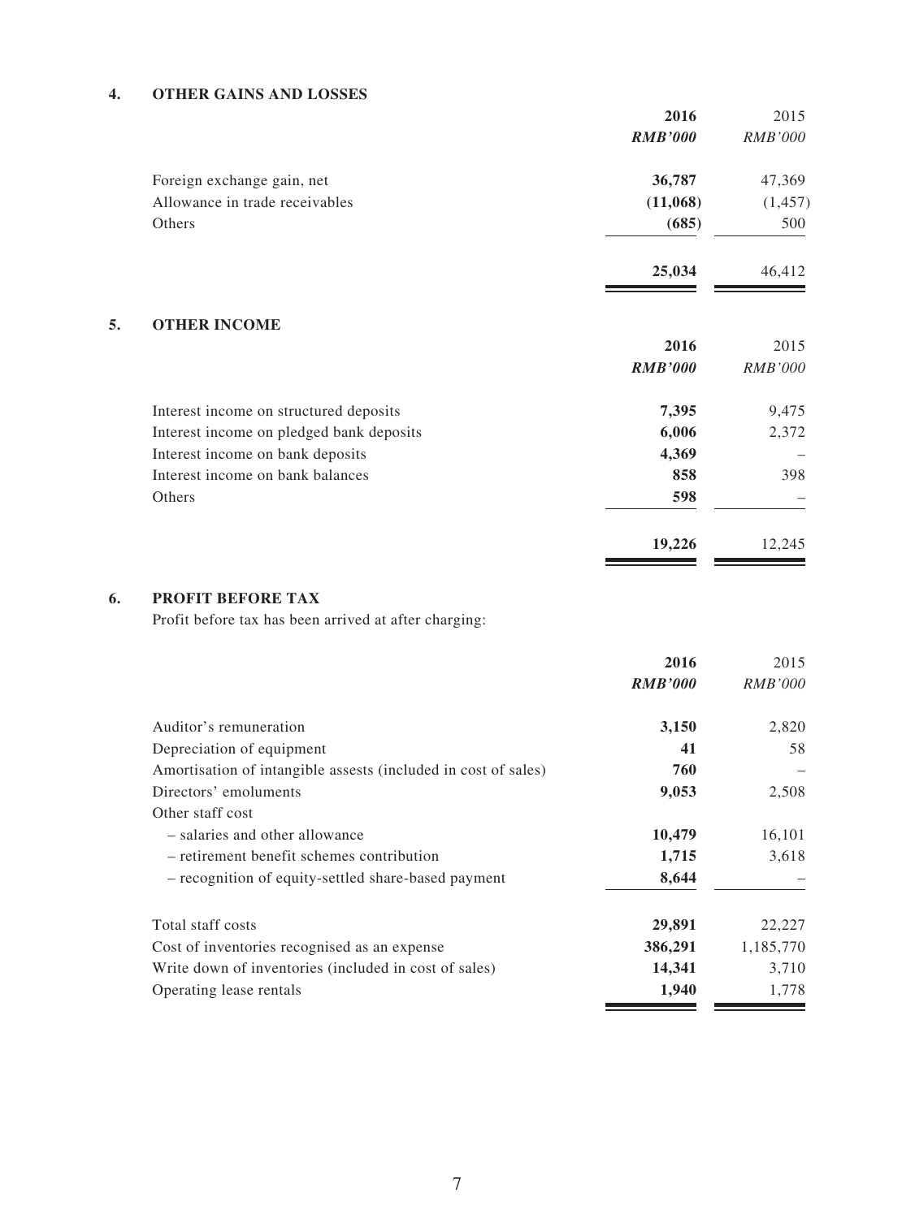## 4. OTHER GAINS AND LOSSES

| | 2016 | 2015 |
|---|---|---|
| | ***RMB'000*** | *RMB'000* |
| Foreign exchange gain, net | **36,787** | 47,369 |
| Allowance in trade receivables | **(11,068)** | (1,457) |
| Others | **(685)** | 500 |
| | **25,034** | 46,412 |

## 5. OTHER INCOME

| | 2016 | 2015 |
|---|---|---|
| | ***RMB'000*** | *RMB'000* |
| Interest income on structured deposits | **7,395** | 9,475 |
| Interest income on pledged bank deposits | **6,006** | 2,372 |
| Interest income on bank deposits | **4,369** | – |
| Interest income on bank balances | **858** | 398 |
| Others | **598** | – |
| | **19,226** | 12,245 |

## 6. PROFIT BEFORE TAX

Profit before tax has been arrived at after charging:

| | 2016 | 2015 |
|---|---|---|
| | ***RMB'000*** | *RMB'000* |
| Auditor's remuneration | **3,150** | 2,820 |
| Depreciation of equipment | **41** | 58 |
| Amortisation of intangible assests (included in cost of sales) | **760** | – |
| Directors' emoluments | **9,053** | 2,508 |
| Other staff cost | | |
| – salaries and other allowance | **10,479** | 16,101 |
| – retirement benefit schemes contribution | **1,715** | 3,618 |
| – recognition of equity-settled share-based payment | **8,644** | – |
| Total staff costs | **29,891** | 22,227 |
| Cost of inventories recognised as an expense | **386,291** | 1,185,770 |
| Write down of inventories (included in cost of sales) | **14,341** | 3,710 |
| Operating lease rentals | **1,940** | 1,778 |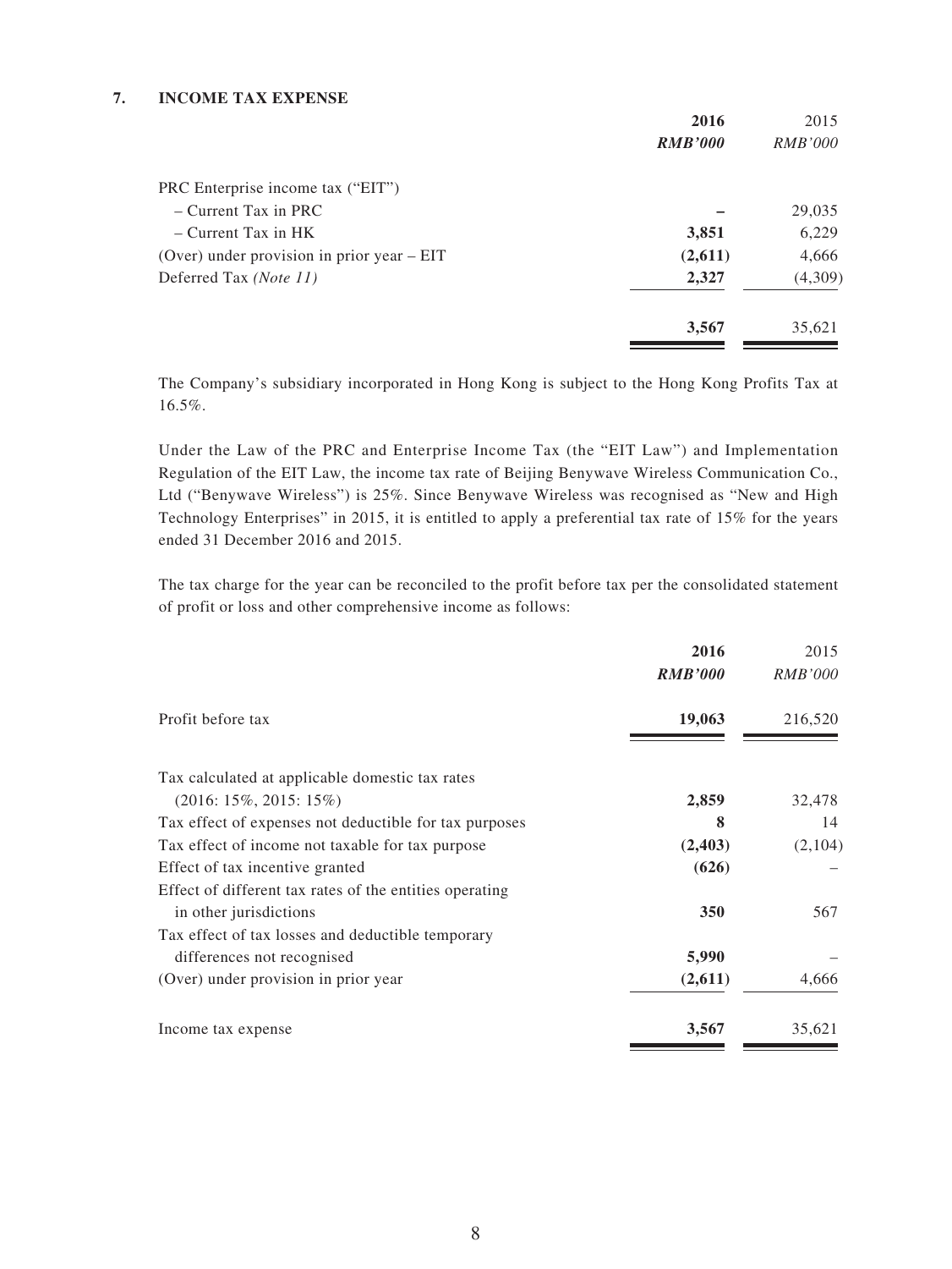## 7. INCOME TAX EXPENSE

| | 2016 | 2015 |
|---|---|---|
| | ***RMB'000*** | *RMB'000* |
| PRC Enterprise income tax ("EIT") | | |
| – Current Tax in PRC | **–** | 29,035 |
| – Current Tax in HK | **3,851** | 6,229 |
| (Over) under provision in prior year – EIT | **(2,611)** | 4,666 |
| Deferred Tax *(Note 11)* | **2,327** | (4,309) |
| | **3,567** | 35,621 |

The Company's subsidiary incorporated in Hong Kong is subject to the Hong Kong Profits Tax at 16.5%.

Under the Law of the PRC and Enterprise Income Tax (the "EIT Law") and Implementation Regulation of the EIT Law, the income tax rate of Beijing Benywave Wireless Communication Co., Ltd ("Benywave Wireless") is 25%. Since Benywave Wireless was recognised as "New and High Technology Enterprises" in 2015, it is entitled to apply a preferential tax rate of 15% for the years ended 31 December 2016 and 2015.

The tax charge for the year can be reconciled to the profit before tax per the consolidated statement of profit or loss and other comprehensive income as follows:

| | 2016 | 2015 |
|---|---|---|
| | ***RMB'000*** | *RMB'000* |
| Profit before tax | **19,063** | 216,520 |
| Tax calculated at applicable domestic tax rates (2016: 15%, 2015: 15%) | **2,859** | 32,478 |
| Tax effect of expenses not deductible for tax purposes | **8** | 14 |
| Tax effect of income not taxable for tax purpose | **(2,403)** | (2,104) |
| Effect of tax incentive granted | **(626)** | – |
| Effect of different tax rates of the entities operating in other jurisdictions | **350** | 567 |
| Tax effect of tax losses and deductible temporary differences not recognised | **5,990** | – |
| (Over) under provision in prior year | **(2,611)** | 4,666 |
| Income tax expense | **3,567** | 35,621 |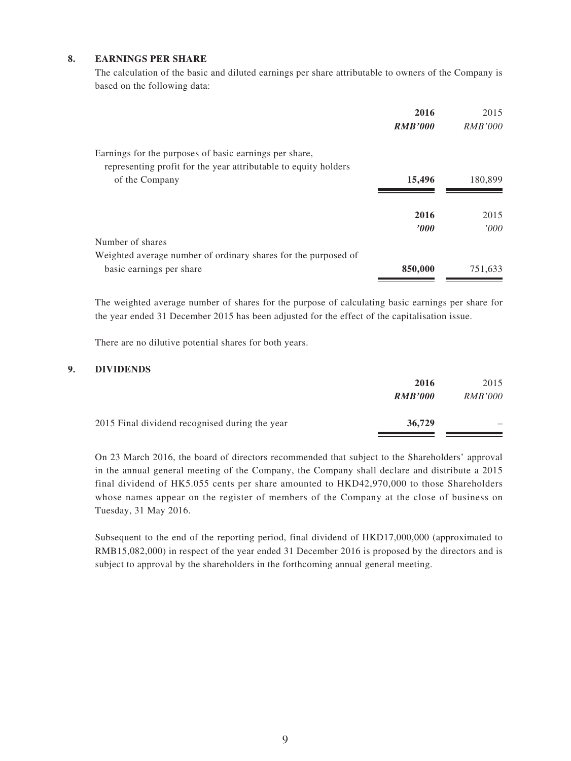## 8. EARNINGS PER SHARE

The calculation of the basic and diluted earnings per share attributable to owners of the Company is based on the following data:

| | 2016 | 2015 |
|---|---|---|
| | ***RMB'000*** | *RMB'000* |
| Earnings for the purposes of basic earnings per share, representing profit for the year attributable to equity holders of the Company | **15,496** | 180,899 |

| | 2016 | 2015 |
|---|---|---|
| | ***'000*** | *'000* |
| Number of shares | | |
| Weighted average number of ordinary shares for the purposed of basic earnings per share | **850,000** | 751,633 |

The weighted average number of shares for the purpose of calculating basic earnings per share for the year ended 31 December 2015 has been adjusted for the effect of the capitalisation issue.

There are no dilutive potential shares for both years.

## 9. DIVIDENDS

| | 2016 | 2015 |
|---|---|---|
| | ***RMB'000*** | *RMB'000* |
| 2015 Final dividend recognised during the year | **36,729** | – |

On 23 March 2016, the board of directors recommended that subject to the Shareholders' approval in the annual general meeting of the Company, the Company shall declare and distribute a 2015 final dividend of HK5.055 cents per share amounted to HKD42,970,000 to those Shareholders whose names appear on the register of members of the Company at the close of business on Tuesday, 31 May 2016.

Subsequent to the end of the reporting period, final dividend of HKD17,000,000 (approximated to RMB15,082,000) in respect of the year ended 31 December 2016 is proposed by the directors and is subject to approval by the shareholders in the forthcoming annual general meeting.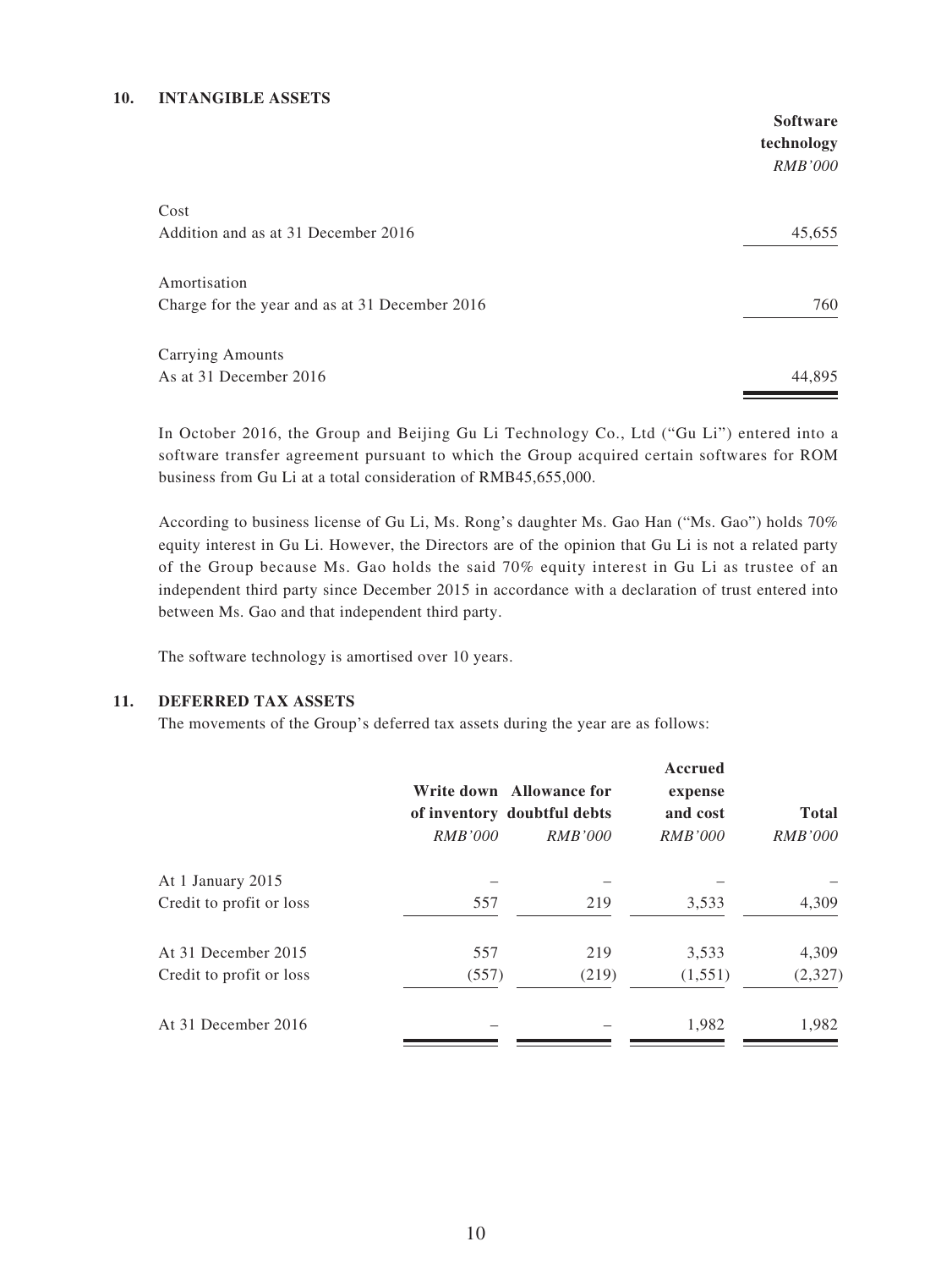## 10. INTANGIBLE ASSETS

| | Software technology *RMB'000* |
|---|---|
| Cost | |
| Addition and as at 31 December 2016 | 45,655 |
| Amortisation | |
| Charge for the year and as at 31 December 2016 | 760 |
| Carrying Amounts | |
| As at 31 December 2016 | 44,895 |

In October 2016, the Group and Beijing Gu Li Technology Co., Ltd ("Gu Li") entered into a software transfer agreement pursuant to which the Group acquired certain softwares for ROM business from Gu Li at a total consideration of RMB45,655,000.

According to business license of Gu Li, Ms. Rong's daughter Ms. Gao Han ("Ms. Gao") holds 70% equity interest in Gu Li. However, the Directors are of the opinion that Gu Li is not a related party of the Group because Ms. Gao holds the said 70% equity interest in Gu Li as trustee of an independent third party since December 2015 in accordance with a declaration of trust entered into between Ms. Gao and that independent third party.

The software technology is amortised over 10 years.

## 11. DEFERRED TAX ASSETS

The movements of the Group's deferred tax assets during the year are as follows:

| | Write down of inventory *RMB'000* | Allowance for doubtful debts *RMB'000* | Accrued expense and cost *RMB'000* | Total *RMB'000* |
|---|---|---|---|---|
| At 1 January 2015 | – | – | – | – |
| Credit to profit or loss | 557 | 219 | 3,533 | 4,309 |
| At 31 December 2015 | 557 | 219 | 3,533 | 4,309 |
| Credit to profit or loss | (557) | (219) | (1,551) | (2,327) |
| At 31 December 2016 | – | – | 1,982 | 1,982 |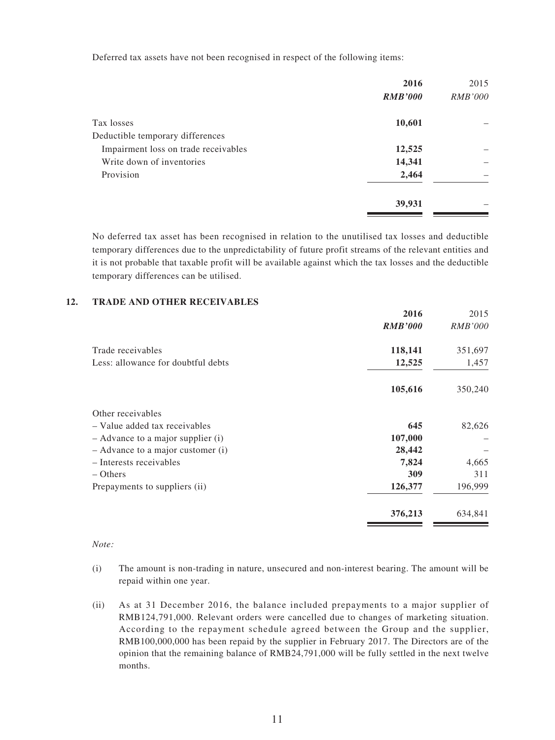Deferred tax assets have not been recognised in respect of the following items:

| | 2016 | 2015 |
|---|---|---|
| | *RMB'000* | *RMB'000* |
| Tax losses | **10,601** | – |
| Deductible temporary differences | | |
| Impairment loss on trade receivables | **12,525** | – |
| Write down of inventories | **14,341** | – |
| Provision | **2,464** | – |
| | **39,931** | – |

No deferred tax asset has been recognised in relation to the unutilised tax losses and deductible temporary differences due to the unpredictability of future profit streams of the relevant entities and it is not probable that taxable profit will be available against which the tax losses and the deductible temporary differences can be utilised.

## 12. TRADE AND OTHER RECEIVABLES

| | 2016 | 2015 |
|---|---|---|
| | *RMB'000* | *RMB'000* |
| Trade receivables | **118,141** | 351,697 |
| Less: allowance for doubtful debts | **12,525** | 1,457 |
| | **105,616** | 350,240 |
| Other receivables | | |
| – Value added tax receivables | **645** | 82,626 |
| – Advance to a major supplier (i) | **107,000** | – |
| – Advance to a major customer (i) | **28,442** | – |
| – Interests receivables | **7,824** | 4,665 |
| – Others | **309** | 311 |
| Prepayments to suppliers (ii) | **126,377** | 196,999 |
| | **376,213** | 634,841 |

*Note:*

(i) The amount is non-trading in nature, unsecured and non-interest bearing. The amount will be repaid within one year.

(ii) As at 31 December 2016, the balance included prepayments to a major supplier of RMB124,791,000. Relevant orders were cancelled due to changes of marketing situation. According to the repayment schedule agreed between the Group and the supplier, RMB100,000,000 has been repaid by the supplier in February 2017. The Directors are of the opinion that the remaining balance of RMB24,791,000 will be fully settled in the next twelve months.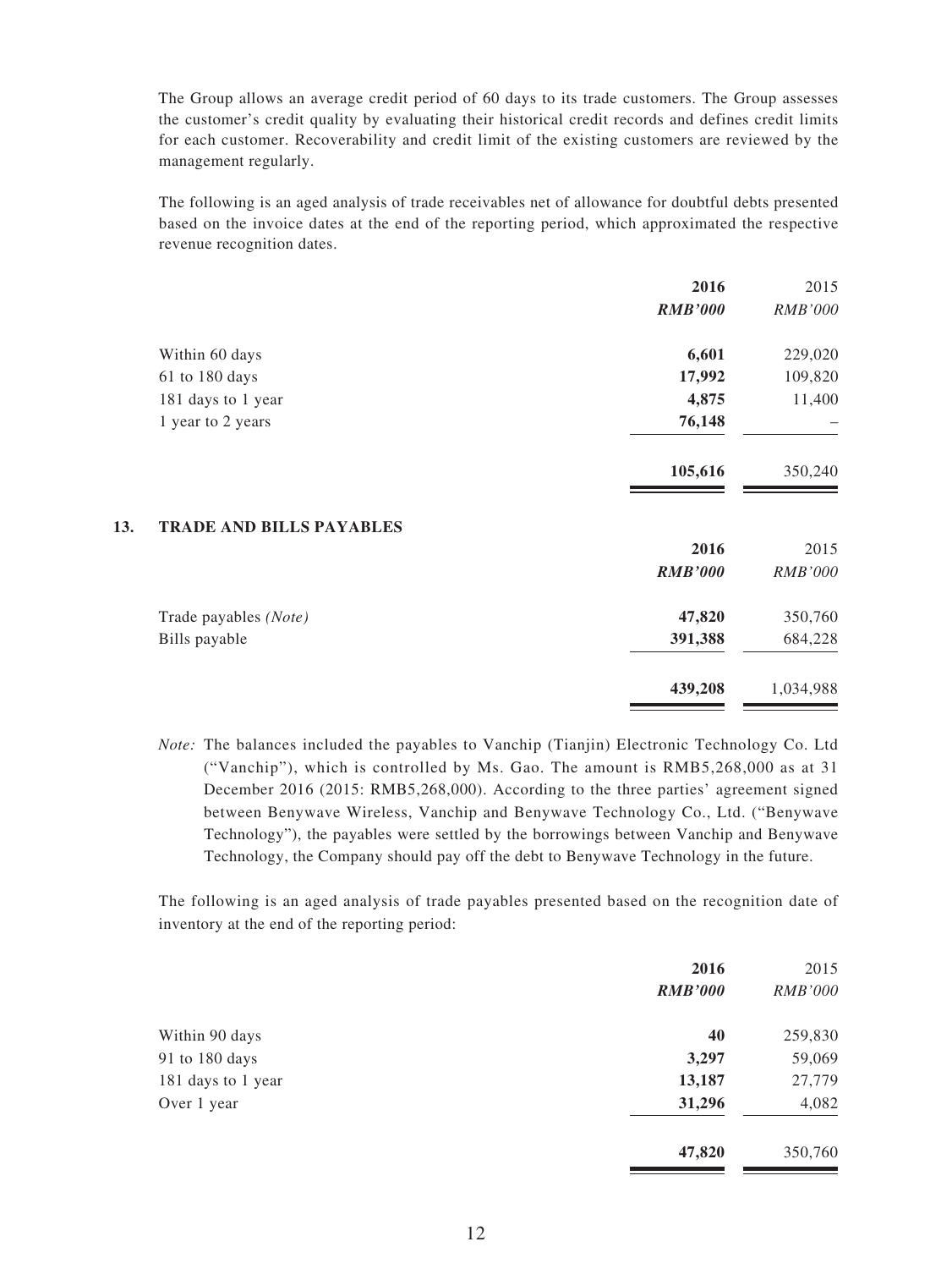The Group allows an average credit period of 60 days to its trade customers. The Group assesses the customer's credit quality by evaluating their historical credit records and defines credit limits for each customer. Recoverability and credit limit of the existing customers are reviewed by the management regularly.

The following is an aged analysis of trade receivables net of allowance for doubtful debts presented based on the invoice dates at the end of the reporting period, which approximated the respective revenue recognition dates.

| | **2016** | 2015 |
|---|---|---|
| | ***RMB'000*** | *RMB'000* |
| Within 60 days | **6,601** | 229,020 |
| 61 to 180 days | **17,992** | 109,820 |
| 181 days to 1 year | **4,875** | 11,400 |
| 1 year to 2 years | **76,148** | – |
| | **105,616** | 350,240 |

## 13. TRADE AND BILLS PAYABLES

| | **2016** | 2015 |
|---|---|---|
| | ***RMB'000*** | *RMB'000* |
| Trade payables *(Note)* | **47,820** | 350,760 |
| Bills payable | **391,388** | 684,228 |
| | **439,208** | 1,034,988 |

*Note:* The balances included the payables to Vanchip (Tianjin) Electronic Technology Co. Ltd ("Vanchip"), which is controlled by Ms. Gao. The amount is RMB5,268,000 as at 31 December 2016 (2015: RMB5,268,000). According to the three parties' agreement signed between Benywave Wireless, Vanchip and Benywave Technology Co., Ltd. ("Benywave Technology"), the payables were settled by the borrowings between Vanchip and Benywave Technology, the Company should pay off the debt to Benywave Technology in the future.

The following is an aged analysis of trade payables presented based on the recognition date of inventory at the end of the reporting period:

| | **2016** | 2015 |
|---|---|---|
| | ***RMB'000*** | *RMB'000* |
| Within 90 days | **40** | 259,830 |
| 91 to 180 days | **3,297** | 59,069 |
| 181 days to 1 year | **13,187** | 27,779 |
| Over 1 year | **31,296** | 4,082 |
| | **47,820** | 350,760 |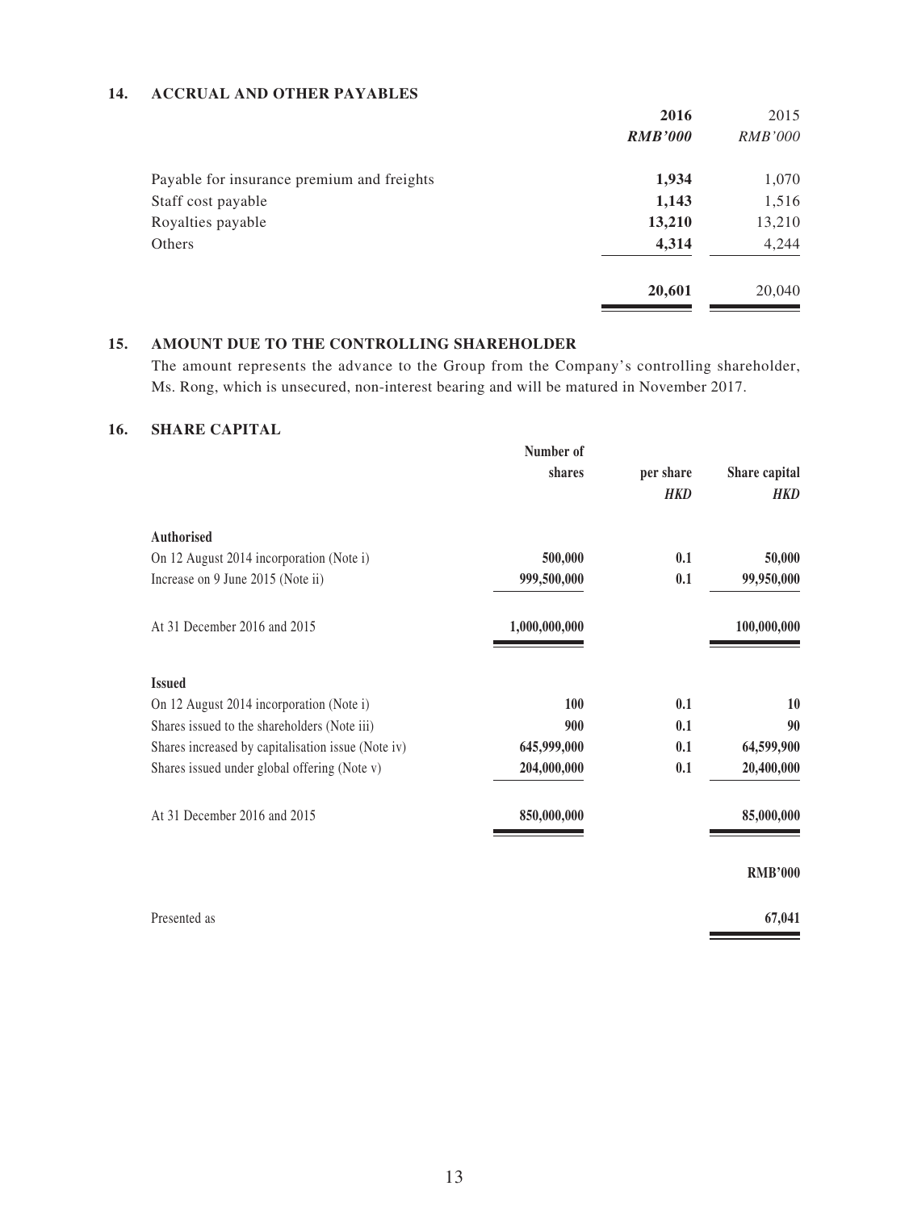## 14. ACCRUAL AND OTHER PAYABLES

| | 2016 | 2015 |
|---|---|---|
| | ***RMB'000*** | *RMB'000* |
| Payable for insurance premium and freights | **1,934** | 1,070 |
| Staff cost payable | **1,143** | 1,516 |
| Royalties payable | **13,210** | 13,210 |
| Others | **4,314** | 4,244 |
| | **20,601** | 20,040 |

## 15. AMOUNT DUE TO THE CONTROLLING SHAREHOLDER

The amount represents the advance to the Group from the Company's controlling shareholder, Ms. Rong, which is unsecured, non-interest bearing and will be matured in November 2017.

## 16. SHARE CAPITAL

| | Number of shares | per share | Share capital |
|---|---|---|---|
| | | ***HKD*** | ***HKD*** |
| **Authorised** | | | |
| On 12 August 2014 incorporation (Note i) | **500,000** | **0.1** | **50,000** |
| Increase on 9 June 2015 (Note ii) | **999,500,000** | **0.1** | **99,950,000** |
| At 31 December 2016 and 2015 | **1,000,000,000** | | **100,000,000** |
| **Issued** | | | |
| On 12 August 2014 incorporation (Note i) | **100** | **0.1** | **10** |
| Shares issued to the shareholders (Note iii) | **900** | **0.1** | **90** |
| Shares increased by capitalisation issue (Note iv) | **645,999,000** | **0.1** | **64,599,900** |
| Shares issued under global offering (Note v) | **204,000,000** | **0.1** | **20,400,000** |
| At 31 December 2016 and 2015 | **850,000,000** | | **85,000,000** |
| | | | **RMB'000** |
| Presented as | | | **67,041** |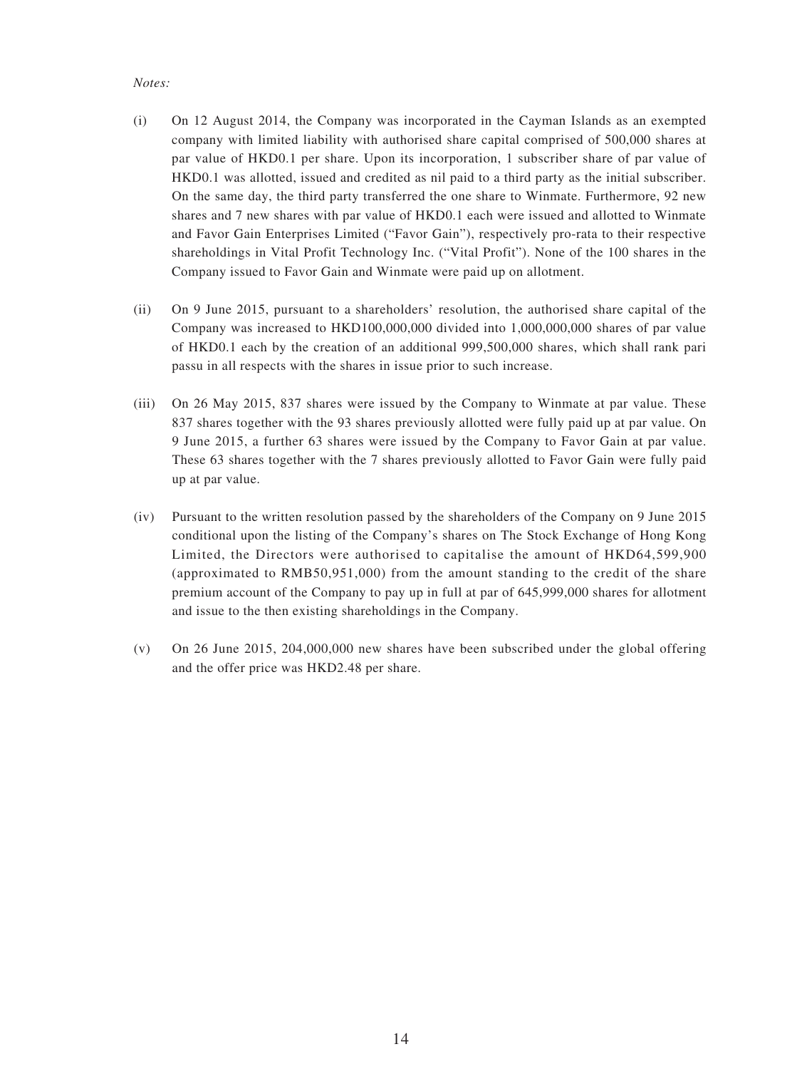*Notes:*

(i) On 12 August 2014, the Company was incorporated in the Cayman Islands as an exempted company with limited liability with authorised share capital comprised of 500,000 shares at par value of HKD0.1 per share. Upon its incorporation, 1 subscriber share of par value of HKD0.1 was allotted, issued and credited as nil paid to a third party as the initial subscriber. On the same day, the third party transferred the one share to Winmate. Furthermore, 92 new shares and 7 new shares with par value of HKD0.1 each were issued and allotted to Winmate and Favor Gain Enterprises Limited ("Favor Gain"), respectively pro-rata to their respective shareholdings in Vital Profit Technology Inc. ("Vital Profit"). None of the 100 shares in the Company issued to Favor Gain and Winmate were paid up on allotment.

(ii) On 9 June 2015, pursuant to a shareholders' resolution, the authorised share capital of the Company was increased to HKD100,000,000 divided into 1,000,000,000 shares of par value of HKD0.1 each by the creation of an additional 999,500,000 shares, which shall rank pari passu in all respects with the shares in issue prior to such increase.

(iii) On 26 May 2015, 837 shares were issued by the Company to Winmate at par value. These 837 shares together with the 93 shares previously allotted were fully paid up at par value. On 9 June 2015, a further 63 shares were issued by the Company to Favor Gain at par value. These 63 shares together with the 7 shares previously allotted to Favor Gain were fully paid up at par value.

(iv) Pursuant to the written resolution passed by the shareholders of the Company on 9 June 2015 conditional upon the listing of the Company's shares on The Stock Exchange of Hong Kong Limited, the Directors were authorised to capitalise the amount of HKD64,599,900 (approximated to RMB50,951,000) from the amount standing to the credit of the share premium account of the Company to pay up in full at par of 645,999,000 shares for allotment and issue to the then existing shareholdings in the Company.

(v) On 26 June 2015, 204,000,000 new shares have been subscribed under the global offering and the offer price was HKD2.48 per share.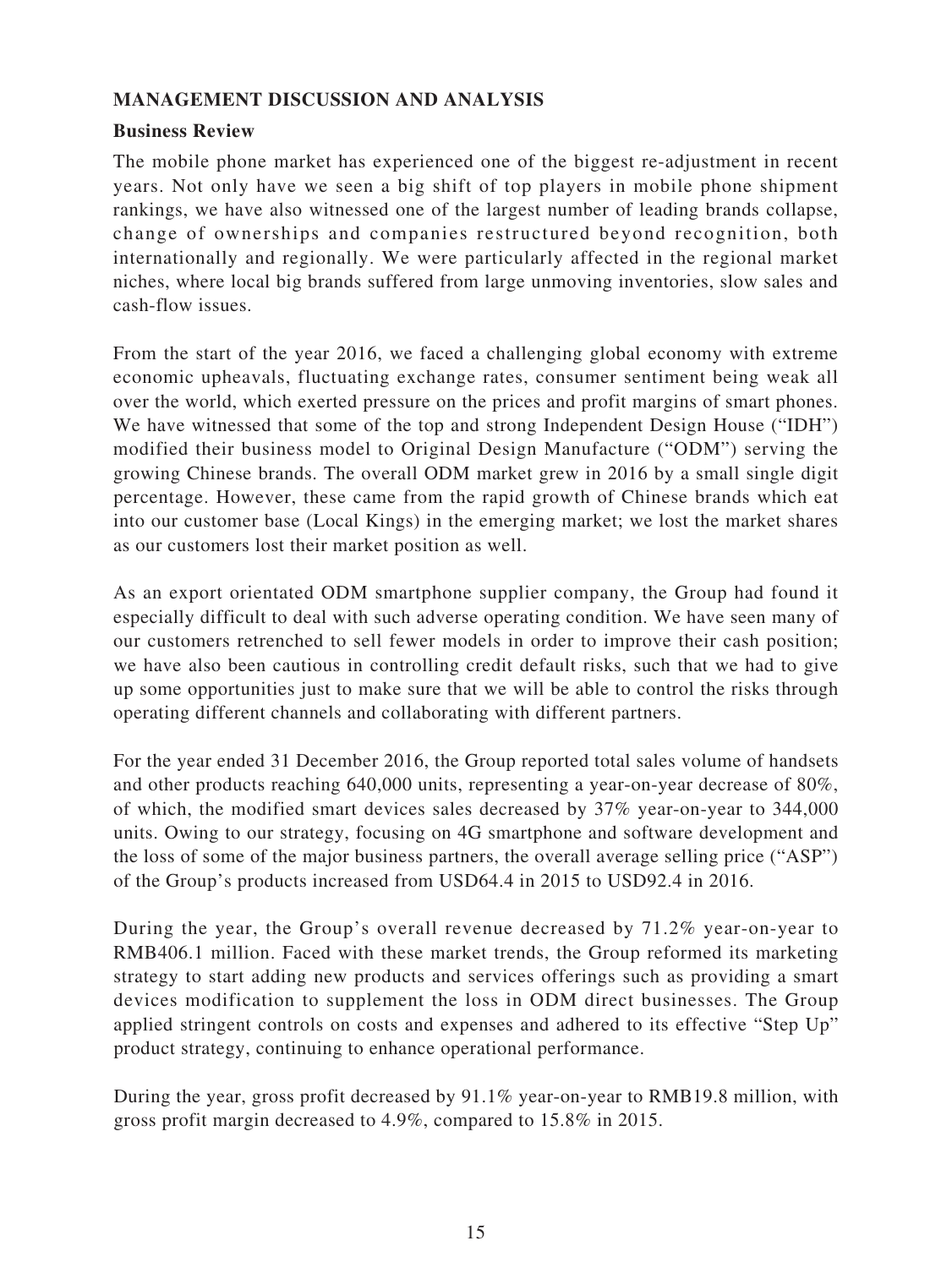## MANAGEMENT DISCUSSION AND ANALYSIS

### Business Review

The mobile phone market has experienced one of the biggest re-adjustment in recent years. Not only have we seen a big shift of top players in mobile phone shipment rankings, we have also witnessed one of the largest number of leading brands collapse, change of ownerships and companies restructured beyond recognition, both internationally and regionally. We were particularly affected in the regional market niches, where local big brands suffered from large unmoving inventories, slow sales and cash-flow issues.

From the start of the year 2016, we faced a challenging global economy with extreme economic upheavals, fluctuating exchange rates, consumer sentiment being weak all over the world, which exerted pressure on the prices and profit margins of smart phones. We have witnessed that some of the top and strong Independent Design House ("IDH") modified their business model to Original Design Manufacture ("ODM") serving the growing Chinese brands. The overall ODM market grew in 2016 by a small single digit percentage. However, these came from the rapid growth of Chinese brands which eat into our customer base (Local Kings) in the emerging market; we lost the market shares as our customers lost their market position as well.

As an export orientated ODM smartphone supplier company, the Group had found it especially difficult to deal with such adverse operating condition. We have seen many of our customers retrenched to sell fewer models in order to improve their cash position; we have also been cautious in controlling credit default risks, such that we had to give up some opportunities just to make sure that we will be able to control the risks through operating different channels and collaborating with different partners.

For the year ended 31 December 2016, the Group reported total sales volume of handsets and other products reaching 640,000 units, representing a year-on-year decrease of 80%, of which, the modified smart devices sales decreased by 37% year-on-year to 344,000 units. Owing to our strategy, focusing on 4G smartphone and software development and the loss of some of the major business partners, the overall average selling price ("ASP") of the Group's products increased from USD64.4 in 2015 to USD92.4 in 2016.

During the year, the Group's overall revenue decreased by 71.2% year-on-year to RMB406.1 million. Faced with these market trends, the Group reformed its marketing strategy to start adding new products and services offerings such as providing a smart devices modification to supplement the loss in ODM direct businesses. The Group applied stringent controls on costs and expenses and adhered to its effective "Step Up" product strategy, continuing to enhance operational performance.

During the year, gross profit decreased by 91.1% year-on-year to RMB19.8 million, with gross profit margin decreased to 4.9%, compared to 15.8% in 2015.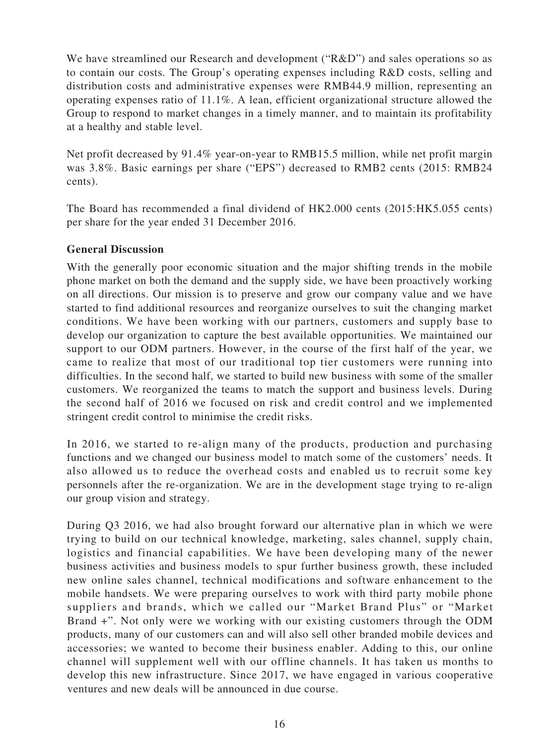We have streamlined our Research and development ("R&D") and sales operations so as to contain our costs. The Group's operating expenses including R&D costs, selling and distribution costs and administrative expenses were RMB44.9 million, representing an operating expenses ratio of 11.1%. A lean, efficient organizational structure allowed the Group to respond to market changes in a timely manner, and to maintain its profitability at a healthy and stable level.

Net profit decreased by 91.4% year-on-year to RMB15.5 million, while net profit margin was 3.8%. Basic earnings per share ("EPS") decreased to RMB2 cents (2015: RMB24 cents).

The Board has recommended a final dividend of HK2.000 cents (2015:HK5.055 cents) per share for the year ended 31 December 2016.

**General Discussion**

With the generally poor economic situation and the major shifting trends in the mobile phone market on both the demand and the supply side, we have been proactively working on all directions. Our mission is to preserve and grow our company value and we have started to find additional resources and reorganize ourselves to suit the changing market conditions. We have been working with our partners, customers and supply base to develop our organization to capture the best available opportunities. We maintained our support to our ODM partners. However, in the course of the first half of the year, we came to realize that most of our traditional top tier customers were running into difficulties. In the second half, we started to build new business with some of the smaller customers. We reorganized the teams to match the support and business levels. During the second half of 2016 we focused on risk and credit control and we implemented stringent credit control to minimise the credit risks.

In 2016, we started to re-align many of the products, production and purchasing functions and we changed our business model to match some of the customers' needs. It also allowed us to reduce the overhead costs and enabled us to recruit some key personnels after the re-organization. We are in the development stage trying to re-align our group vision and strategy.

During Q3 2016, we had also brought forward our alternative plan in which we were trying to build on our technical knowledge, marketing, sales channel, supply chain, logistics and financial capabilities. We have been developing many of the newer business activities and business models to spur further business growth, these included new online sales channel, technical modifications and software enhancement to the mobile handsets. We were preparing ourselves to work with third party mobile phone suppliers and brands, which we called our "Market Brand Plus" or "Market Brand +". Not only were we working with our existing customers through the ODM products, many of our customers can and will also sell other branded mobile devices and accessories; we wanted to become their business enabler. Adding to this, our online channel will supplement well with our offline channels. It has taken us months to develop this new infrastructure. Since 2017, we have engaged in various cooperative ventures and new deals will be announced in due course.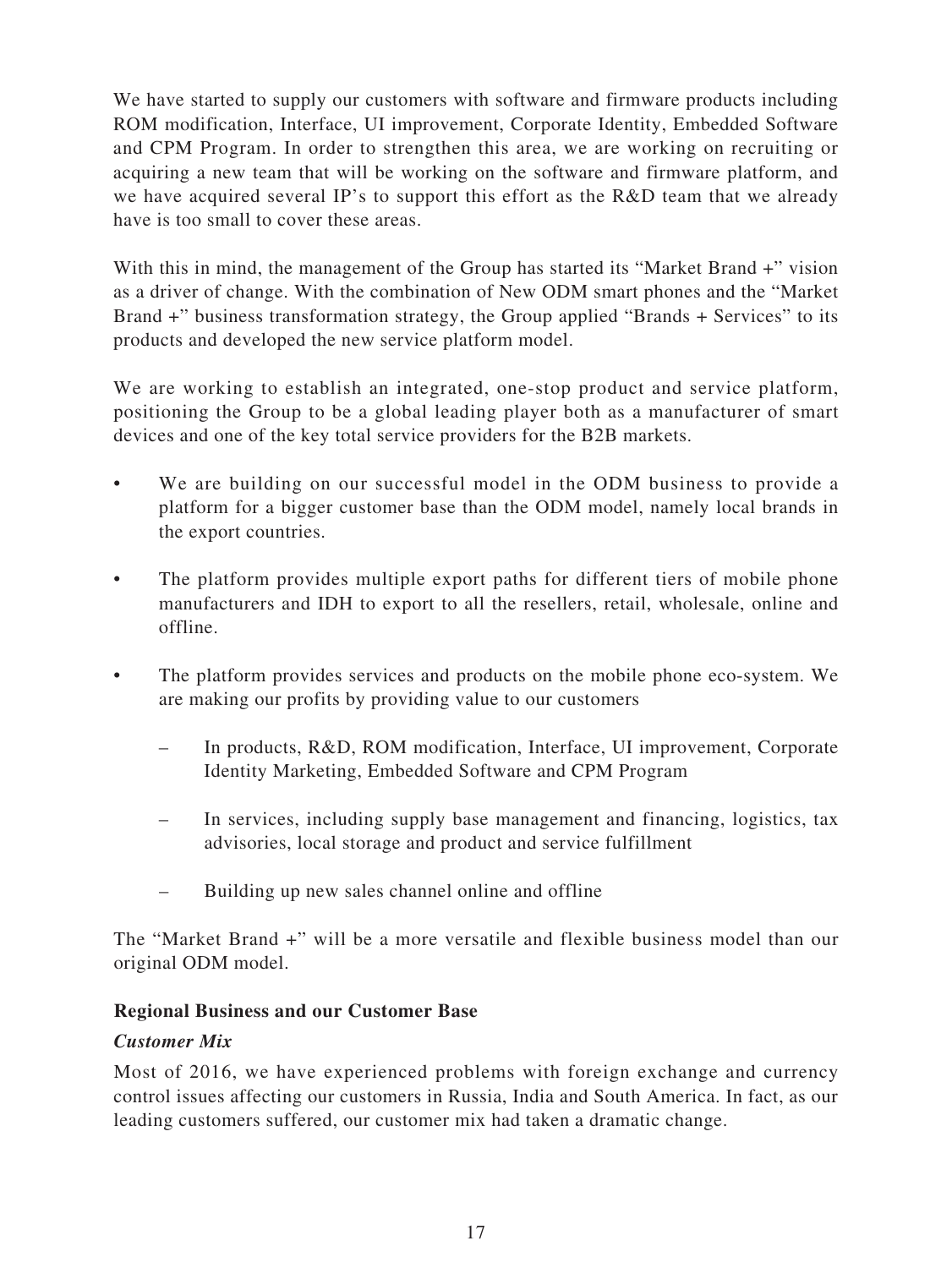We have started to supply our customers with software and firmware products including ROM modification, Interface, UI improvement, Corporate Identity, Embedded Software and CPM Program. In order to strengthen this area, we are working on recruiting or acquiring a new team that will be working on the software and firmware platform, and we have acquired several IP's to support this effort as the R&D team that we already have is too small to cover these areas.

With this in mind, the management of the Group has started its "Market Brand +" vision as a driver of change. With the combination of New ODM smart phones and the "Market Brand +" business transformation strategy, the Group applied "Brands + Services" to its products and developed the new service platform model.

We are working to establish an integrated, one-stop product and service platform, positioning the Group to be a global leading player both as a manufacturer of smart devices and one of the key total service providers for the B2B markets.

- We are building on our successful model in the ODM business to provide a platform for a bigger customer base than the ODM model, namely local brands in the export countries.
- The platform provides multiple export paths for different tiers of mobile phone manufacturers and IDH to export to all the resellers, retail, wholesale, online and offline.
- The platform provides services and products on the mobile phone eco-system. We are making our profits by providing value to our customers
  - In products, R&D, ROM modification, Interface, UI improvement, Corporate Identity Marketing, Embedded Software and CPM Program
  - In services, including supply base management and financing, logistics, tax advisories, local storage and product and service fulfillment
  - Building up new sales channel online and offline

The "Market Brand +" will be a more versatile and flexible business model than our original ODM model.

**Regional Business and our Customer Base**

***Customer Mix***

Most of 2016, we have experienced problems with foreign exchange and currency control issues affecting our customers in Russia, India and South America. In fact, as our leading customers suffered, our customer mix had taken a dramatic change.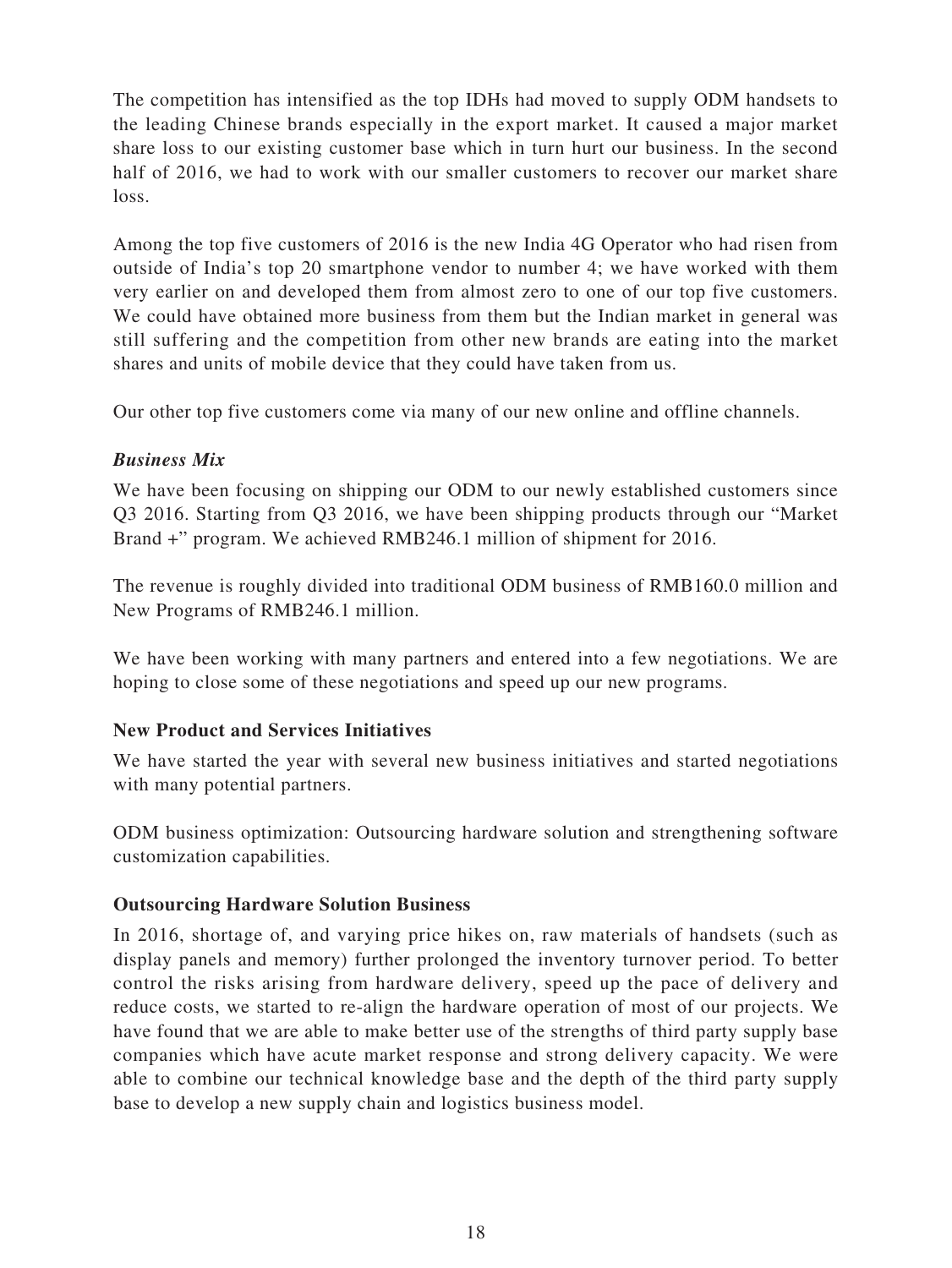The competition has intensified as the top IDHs had moved to supply ODM handsets to the leading Chinese brands especially in the export market. It caused a major market share loss to our existing customer base which in turn hurt our business. In the second half of 2016, we had to work with our smaller customers to recover our market share loss.

Among the top five customers of 2016 is the new India 4G Operator who had risen from outside of India's top 20 smartphone vendor to number 4; we have worked with them very earlier on and developed them from almost zero to one of our top five customers. We could have obtained more business from them but the Indian market in general was still suffering and the competition from other new brands are eating into the market shares and units of mobile device that they could have taken from us.

Our other top five customers come via many of our new online and offline channels.

***Business Mix***

We have been focusing on shipping our ODM to our newly established customers since Q3 2016. Starting from Q3 2016, we have been shipping products through our "Market Brand +" program. We achieved RMB246.1 million of shipment for 2016.

The revenue is roughly divided into traditional ODM business of RMB160.0 million and New Programs of RMB246.1 million.

We have been working with many partners and entered into a few negotiations. We are hoping to close some of these negotiations and speed up our new programs.

**New Product and Services Initiatives**

We have started the year with several new business initiatives and started negotiations with many potential partners.

ODM business optimization: Outsourcing hardware solution and strengthening software customization capabilities.

**Outsourcing Hardware Solution Business**

In 2016, shortage of, and varying price hikes on, raw materials of handsets (such as display panels and memory) further prolonged the inventory turnover period. To better control the risks arising from hardware delivery, speed up the pace of delivery and reduce costs, we started to re-align the hardware operation of most of our projects. We have found that we are able to make better use of the strengths of third party supply base companies which have acute market response and strong delivery capacity. We were able to combine our technical knowledge base and the depth of the third party supply base to develop a new supply chain and logistics business model.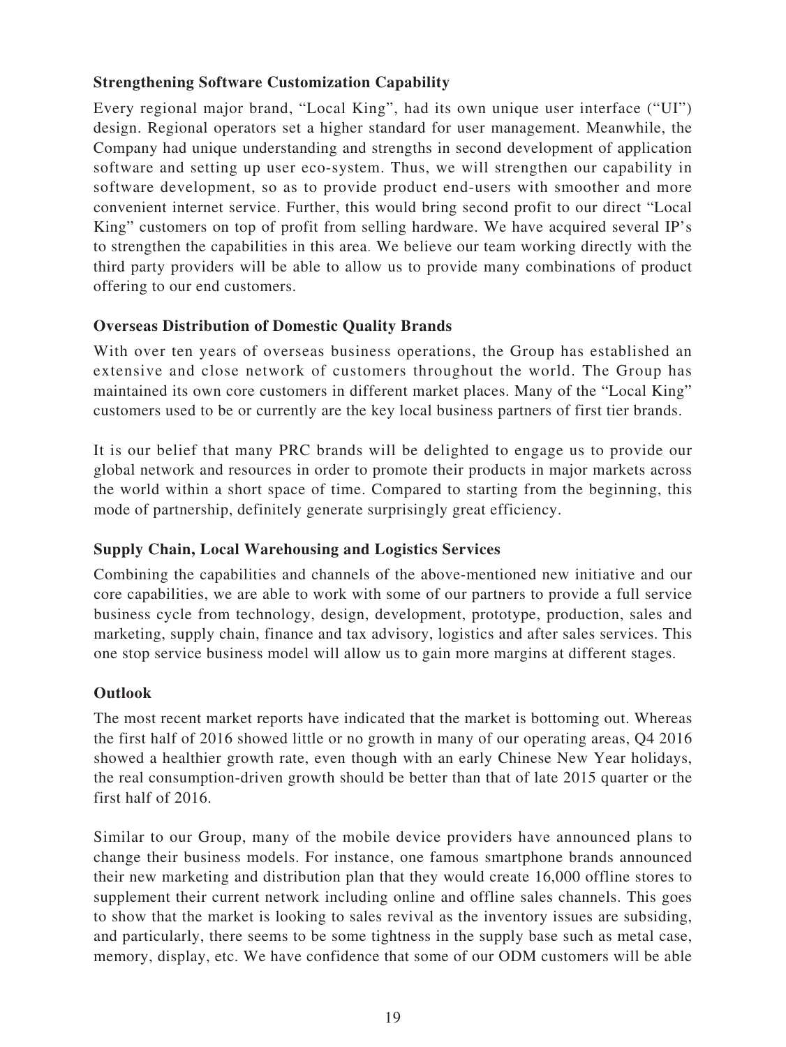**Strengthening Software Customization Capability**

Every regional major brand, "Local King", had its own unique user interface ("UI") design. Regional operators set a higher standard for user management. Meanwhile, the Company had unique understanding and strengths in second development of application software and setting up user eco-system. Thus, we will strengthen our capability in software development, so as to provide product end-users with smoother and more convenient internet service. Further, this would bring second profit to our direct "Local King" customers on top of profit from selling hardware. We have acquired several IP's to strengthen the capabilities in this area. We believe our team working directly with the third party providers will be able to allow us to provide many combinations of product offering to our end customers.

**Overseas Distribution of Domestic Quality Brands**

With over ten years of overseas business operations, the Group has established an extensive and close network of customers throughout the world. The Group has maintained its own core customers in different market places. Many of the "Local King" customers used to be or currently are the key local business partners of first tier brands.

It is our belief that many PRC brands will be delighted to engage us to provide our global network and resources in order to promote their products in major markets across the world within a short space of time. Compared to starting from the beginning, this mode of partnership, definitely generate surprisingly great efficiency.

**Supply Chain, Local Warehousing and Logistics Services**

Combining the capabilities and channels of the above-mentioned new initiative and our core capabilities, we are able to work with some of our partners to provide a full service business cycle from technology, design, development, prototype, production, sales and marketing, supply chain, finance and tax advisory, logistics and after sales services. This one stop service business model will allow us to gain more margins at different stages.

**Outlook**

The most recent market reports have indicated that the market is bottoming out. Whereas the first half of 2016 showed little or no growth in many of our operating areas, Q4 2016 showed a healthier growth rate, even though with an early Chinese New Year holidays, the real consumption-driven growth should be better than that of late 2015 quarter or the first half of 2016.

Similar to our Group, many of the mobile device providers have announced plans to change their business models. For instance, one famous smartphone brands announced their new marketing and distribution plan that they would create 16,000 offline stores to supplement their current network including online and offline sales channels. This goes to show that the market is looking to sales revival as the inventory issues are subsiding, and particularly, there seems to be some tightness in the supply base such as metal case, memory, display, etc. We have confidence that some of our ODM customers will be able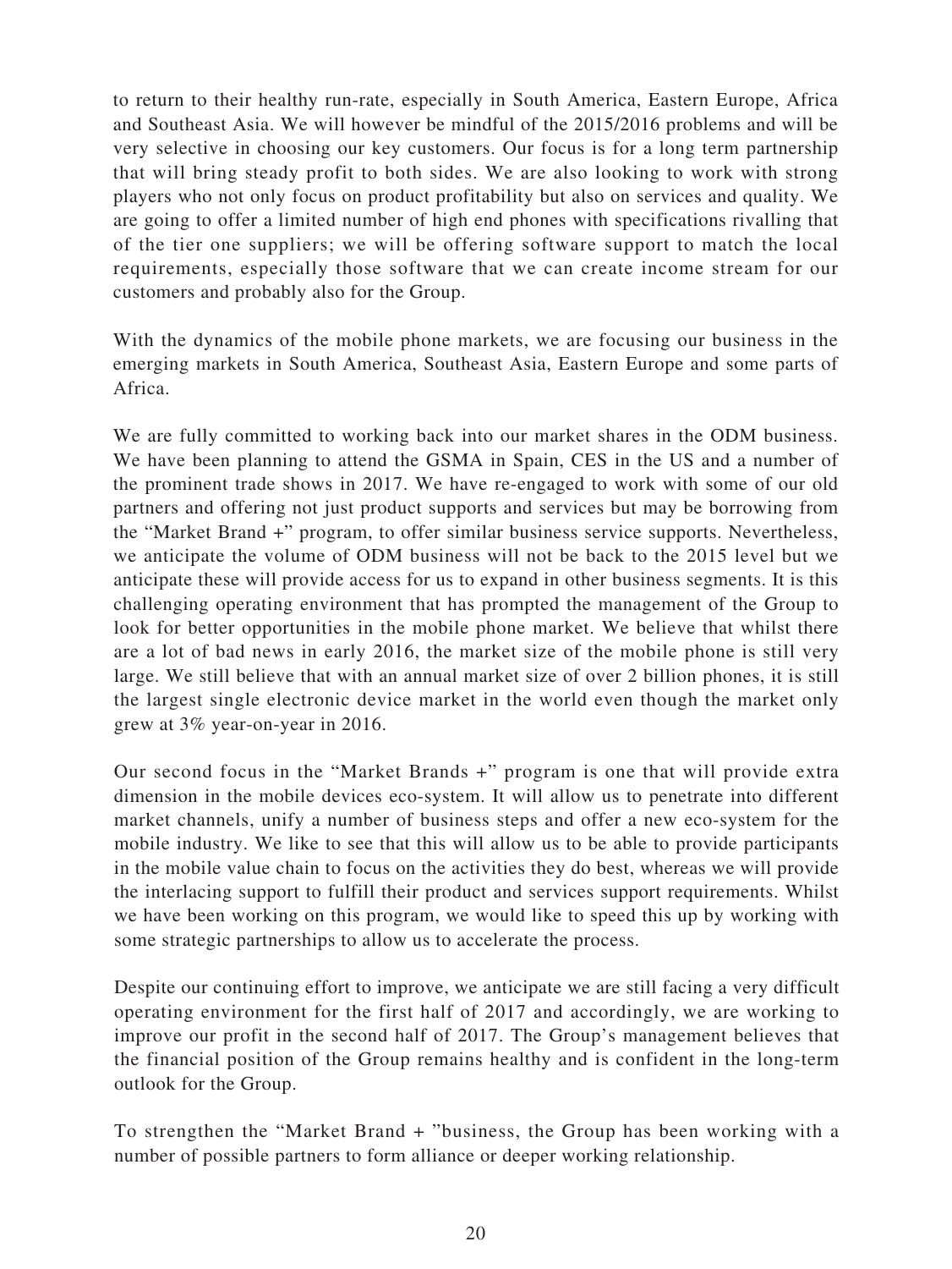to return to their healthy run-rate, especially in South America, Eastern Europe, Africa and Southeast Asia. We will however be mindful of the 2015/2016 problems and will be very selective in choosing our key customers. Our focus is for a long term partnership that will bring steady profit to both sides. We are also looking to work with strong players who not only focus on product profitability but also on services and quality. We are going to offer a limited number of high end phones with specifications rivalling that of the tier one suppliers; we will be offering software support to match the local requirements, especially those software that we can create income stream for our customers and probably also for the Group.

With the dynamics of the mobile phone markets, we are focusing our business in the emerging markets in South America, Southeast Asia, Eastern Europe and some parts of Africa.

We are fully committed to working back into our market shares in the ODM business. We have been planning to attend the GSMA in Spain, CES in the US and a number of the prominent trade shows in 2017. We have re-engaged to work with some of our old partners and offering not just product supports and services but may be borrowing from the "Market Brand +" program, to offer similar business service supports. Nevertheless, we anticipate the volume of ODM business will not be back to the 2015 level but we anticipate these will provide access for us to expand in other business segments. It is this challenging operating environment that has prompted the management of the Group to look for better opportunities in the mobile phone market. We believe that whilst there are a lot of bad news in early 2016, the market size of the mobile phone is still very large. We still believe that with an annual market size of over 2 billion phones, it is still the largest single electronic device market in the world even though the market only grew at 3% year-on-year in 2016.

Our second focus in the "Market Brands +" program is one that will provide extra dimension in the mobile devices eco-system. It will allow us to penetrate into different market channels, unify a number of business steps and offer a new eco-system for the mobile industry. We like to see that this will allow us to be able to provide participants in the mobile value chain to focus on the activities they do best, whereas we will provide the interlacing support to fulfill their product and services support requirements. Whilst we have been working on this program, we would like to speed this up by working with some strategic partnerships to allow us to accelerate the process.

Despite our continuing effort to improve, we anticipate we are still facing a very difficult operating environment for the first half of 2017 and accordingly, we are working to improve our profit in the second half of 2017. The Group's management believes that the financial position of the Group remains healthy and is confident in the long-term outlook for the Group.

To strengthen the "Market Brand + "business, the Group has been working with a number of possible partners to form alliance or deeper working relationship.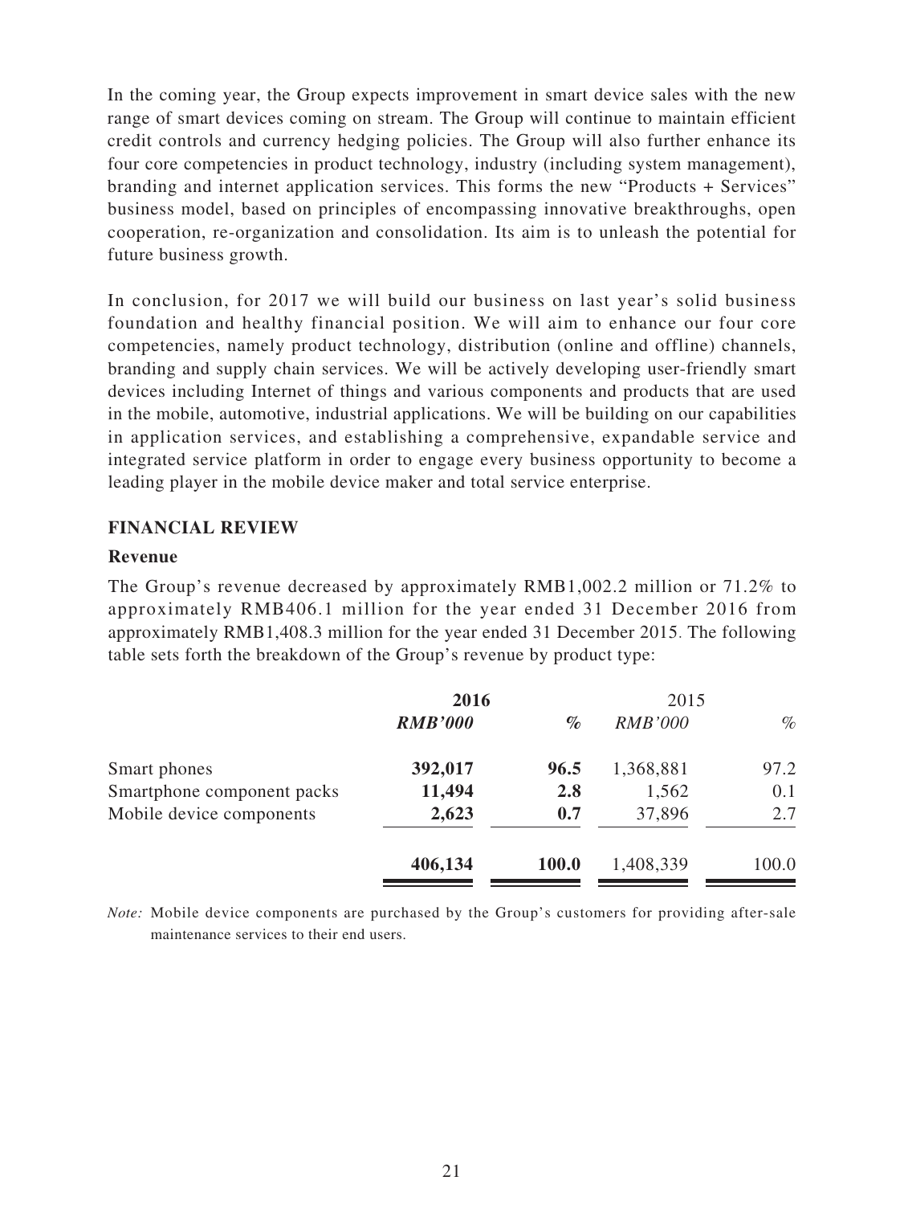In the coming year, the Group expects improvement in smart device sales with the new range of smart devices coming on stream. The Group will continue to maintain efficient credit controls and currency hedging policies. The Group will also further enhance its four core competencies in product technology, industry (including system management), branding and internet application services. This forms the new "Products + Services" business model, based on principles of encompassing innovative breakthroughs, open cooperation, re-organization and consolidation. Its aim is to unleash the potential for future business growth.

In conclusion, for 2017 we will build our business on last year's solid business foundation and healthy financial position. We will aim to enhance our four core competencies, namely product technology, distribution (online and offline) channels, branding and supply chain services. We will be actively developing user-friendly smart devices including Internet of things and various components and products that are used in the mobile, automotive, industrial applications. We will be building on our capabilities in application services, and establishing a comprehensive, expandable service and integrated service platform in order to engage every business opportunity to become a leading player in the mobile device maker and total service enterprise.

## FINANCIAL REVIEW

### Revenue

The Group's revenue decreased by approximately RMB1,002.2 million or 71.2% to approximately RMB406.1 million for the year ended 31 December 2016 from approximately RMB1,408.3 million for the year ended 31 December 2015. The following table sets forth the breakdown of the Group's revenue by product type:

| | **2016** | | 2015 | |
|---|---|---|---|---|
| | ***RMB'000*** | ***%*** | *RMB'000* | *%* |
| Smart phones | **392,017** | **96.5** | 1,368,881 | 97.2 |
| Smartphone component packs | **11,494** | **2.8** | 1,562 | 0.1 |
| Mobile device components | **2,623** | **0.7** | 37,896 | 2.7 |
| | **406,134** | **100.0** | 1,408,339 | 100.0 |

*Note:* Mobile device components are purchased by the Group's customers for providing after-sale maintenance services to their end users.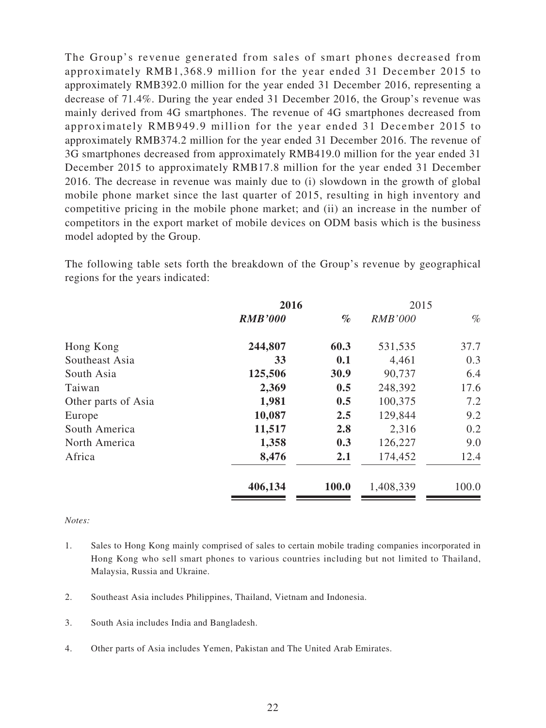The Group's revenue generated from sales of smart phones decreased from approximately RMB1,368.9 million for the year ended 31 December 2015 to approximately RMB392.0 million for the year ended 31 December 2016, representing a decrease of 71.4%. During the year ended 31 December 2016, the Group's revenue was mainly derived from 4G smartphones. The revenue of 4G smartphones decreased from approximately RMB949.9 million for the year ended 31 December 2015 to approximately RMB374.2 million for the year ended 31 December 2016. The revenue of 3G smartphones decreased from approximately RMB419.0 million for the year ended 31 December 2015 to approximately RMB17.8 million for the year ended 31 December 2016. The decrease in revenue was mainly due to (i) slowdown in the growth of global mobile phone market since the last quarter of 2015, resulting in high inventory and competitive pricing in the mobile phone market; and (ii) an increase in the number of competitors in the export market of mobile devices on ODM basis which is the business model adopted by the Group.

The following table sets forth the breakdown of the Group's revenue by geographical regions for the years indicated:

| | **2016** | | 2015 | |
|---|---|---|---|---|
| | ***RMB'000*** | ***%*** | *RMB'000* | *%* |
| Hong Kong | **244,807** | **60.3** | 531,535 | 37.7 |
| Southeast Asia | **33** | **0.1** | 4,461 | 0.3 |
| South Asia | **125,506** | **30.9** | 90,737 | 6.4 |
| Taiwan | **2,369** | **0.5** | 248,392 | 17.6 |
| Other parts of Asia | **1,981** | **0.5** | 100,375 | 7.2 |
| Europe | **10,087** | **2.5** | 129,844 | 9.2 |
| South America | **11,517** | **2.8** | 2,316 | 0.2 |
| North America | **1,358** | **0.3** | 126,227 | 9.0 |
| Africa | **8,476** | **2.1** | 174,452 | 12.4 |
| | **406,134** | **100.0** | 1,408,339 | 100.0 |

*Notes:*

1. Sales to Hong Kong mainly comprised of sales to certain mobile trading companies incorporated in Hong Kong who sell smart phones to various countries including but not limited to Thailand, Malaysia, Russia and Ukraine.

2. Southeast Asia includes Philippines, Thailand, Vietnam and Indonesia.

3. South Asia includes India and Bangladesh.

4. Other parts of Asia includes Yemen, Pakistan and The United Arab Emirates.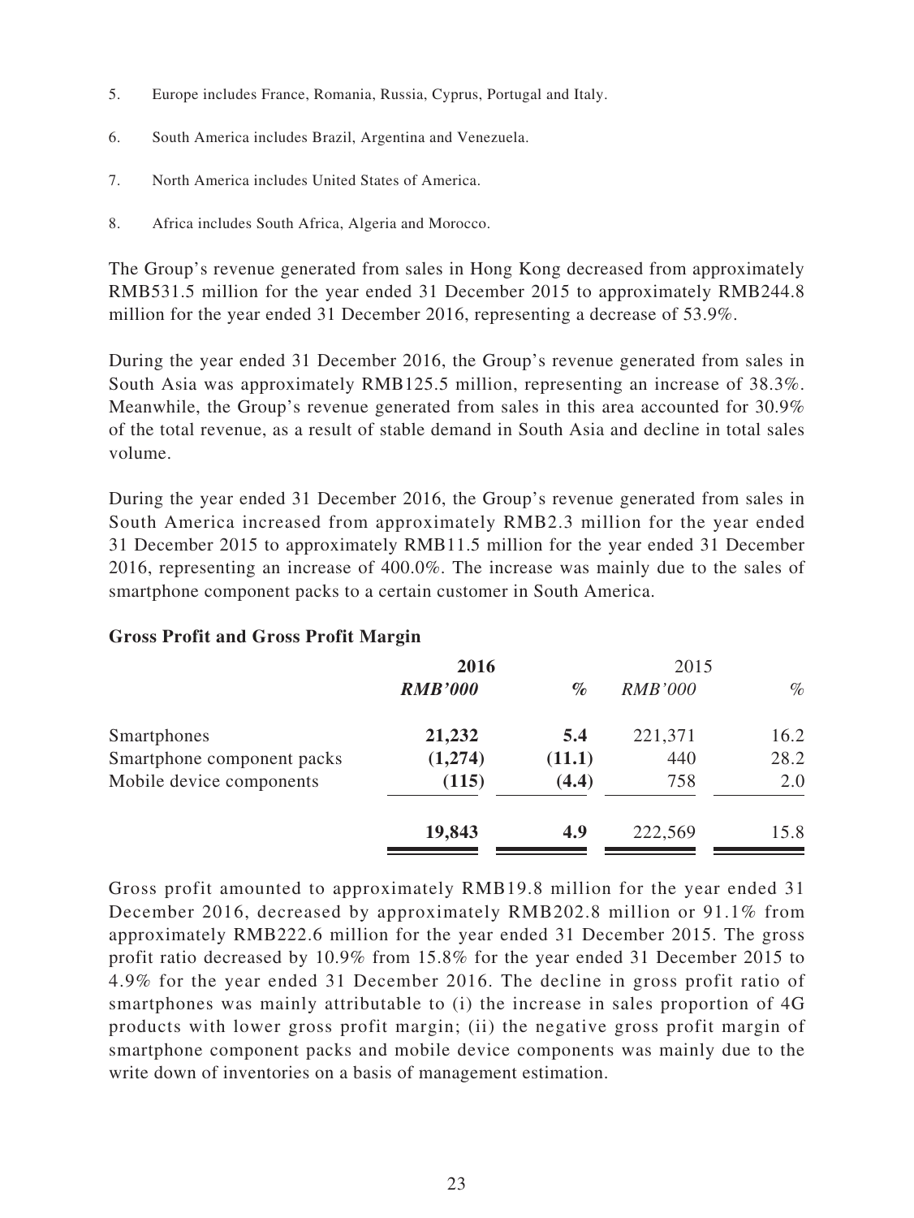5. Europe includes France, Romania, Russia, Cyprus, Portugal and Italy.

6. South America includes Brazil, Argentina and Venezuela.

7. North America includes United States of America.

8. Africa includes South Africa, Algeria and Morocco.

The Group's revenue generated from sales in Hong Kong decreased from approximately RMB531.5 million for the year ended 31 December 2015 to approximately RMB244.8 million for the year ended 31 December 2016, representing a decrease of 53.9%.

During the year ended 31 December 2016, the Group's revenue generated from sales in South Asia was approximately RMB125.5 million, representing an increase of 38.3%. Meanwhile, the Group's revenue generated from sales in this area accounted for 30.9% of the total revenue, as a result of stable demand in South Asia and decline in total sales volume.

During the year ended 31 December 2016, the Group's revenue generated from sales in South America increased from approximately RMB2.3 million for the year ended 31 December 2015 to approximately RMB11.5 million for the year ended 31 December 2016, representing an increase of 400.0%. The increase was mainly due to the sales of smartphone component packs to a certain customer in South America.

**Gross Profit and Gross Profit Margin**

| | **2016** | | 2015 | |
|---|---|---|---|---|
| | ***RMB'000*** | ***%*** | *RMB'000* | *%* |
| Smartphones | **21,232** | **5.4** | 221,371 | 16.2 |
| Smartphone component packs | **(1,274)** | **(11.1)** | 440 | 28.2 |
| Mobile device components | **(115)** | **(4.4)** | 758 | 2.0 |
| | **19,843** | **4.9** | 222,569 | 15.8 |

Gross profit amounted to approximately RMB19.8 million for the year ended 31 December 2016, decreased by approximately RMB202.8 million or 91.1% from approximately RMB222.6 million for the year ended 31 December 2015. The gross profit ratio decreased by 10.9% from 15.8% for the year ended 31 December 2015 to 4.9% for the year ended 31 December 2016. The decline in gross profit ratio of smartphones was mainly attributable to (i) the increase in sales proportion of 4G products with lower gross profit margin; (ii) the negative gross profit margin of smartphone component packs and mobile device components was mainly due to the write down of inventories on a basis of management estimation.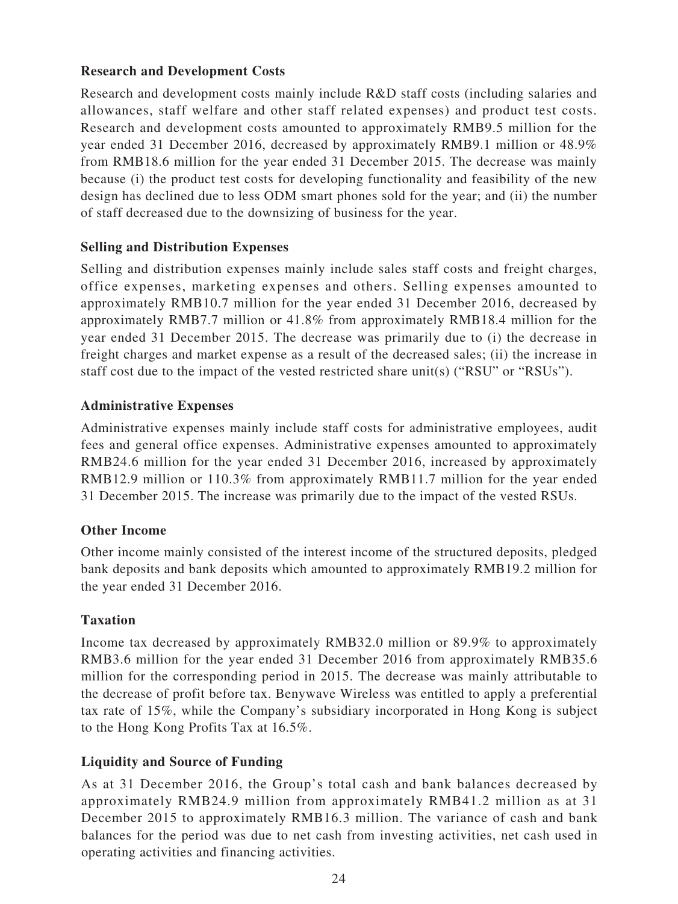**Research and Development Costs**

Research and development costs mainly include R&D staff costs (including salaries and allowances, staff welfare and other staff related expenses) and product test costs. Research and development costs amounted to approximately RMB9.5 million for the year ended 31 December 2016, decreased by approximately RMB9.1 million or 48.9% from RMB18.6 million for the year ended 31 December 2015. The decrease was mainly because (i) the product test costs for developing functionality and feasibility of the new design has declined due to less ODM smart phones sold for the year; and (ii) the number of staff decreased due to the downsizing of business for the year.

**Selling and Distribution Expenses**

Selling and distribution expenses mainly include sales staff costs and freight charges, office expenses, marketing expenses and others. Selling expenses amounted to approximately RMB10.7 million for the year ended 31 December 2016, decreased by approximately RMB7.7 million or 41.8% from approximately RMB18.4 million for the year ended 31 December 2015. The decrease was primarily due to (i) the decrease in freight charges and market expense as a result of the decreased sales; (ii) the increase in staff cost due to the impact of the vested restricted share unit(s) ("RSU" or "RSUs").

**Administrative Expenses**

Administrative expenses mainly include staff costs for administrative employees, audit fees and general office expenses. Administrative expenses amounted to approximately RMB24.6 million for the year ended 31 December 2016, increased by approximately RMB12.9 million or 110.3% from approximately RMB11.7 million for the year ended 31 December 2015. The increase was primarily due to the impact of the vested RSUs.

**Other Income**

Other income mainly consisted of the interest income of the structured deposits, pledged bank deposits and bank deposits which amounted to approximately RMB19.2 million for the year ended 31 December 2016.

**Taxation**

Income tax decreased by approximately RMB32.0 million or 89.9% to approximately RMB3.6 million for the year ended 31 December 2016 from approximately RMB35.6 million for the corresponding period in 2015. The decrease was mainly attributable to the decrease of profit before tax. Benywave Wireless was entitled to apply a preferential tax rate of 15%, while the Company's subsidiary incorporated in Hong Kong is subject to the Hong Kong Profits Tax at 16.5%.

**Liquidity and Source of Funding**

As at 31 December 2016, the Group's total cash and bank balances decreased by approximately RMB24.9 million from approximately RMB41.2 million as at 31 December 2015 to approximately RMB16.3 million. The variance of cash and bank balances for the period was due to net cash from investing activities, net cash used in operating activities and financing activities.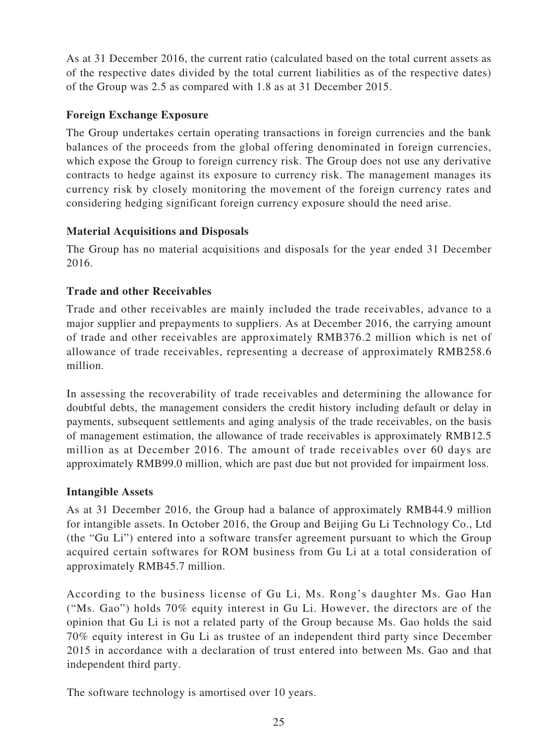As at 31 December 2016, the current ratio (calculated based on the total current assets as of the respective dates divided by the total current liabilities as of the respective dates) of the Group was 2.5 as compared with 1.8 as at 31 December 2015.

**Foreign Exchange Exposure**

The Group undertakes certain operating transactions in foreign currencies and the bank balances of the proceeds from the global offering denominated in foreign currencies, which expose the Group to foreign currency risk. The Group does not use any derivative contracts to hedge against its exposure to currency risk. The management manages its currency risk by closely monitoring the movement of the foreign currency rates and considering hedging significant foreign currency exposure should the need arise.

**Material Acquisitions and Disposals**

The Group has no material acquisitions and disposals for the year ended 31 December 2016.

**Trade and other Receivables**

Trade and other receivables are mainly included the trade receivables, advance to a major supplier and prepayments to suppliers. As at December 2016, the carrying amount of trade and other receivables are approximately RMB376.2 million which is net of allowance of trade receivables, representing a decrease of approximately RMB258.6 million.

In assessing the recoverability of trade receivables and determining the allowance for doubtful debts, the management considers the credit history including default or delay in payments, subsequent settlements and aging analysis of the trade receivables, on the basis of management estimation, the allowance of trade receivables is approximately RMB12.5 million as at December 2016. The amount of trade receivables over 60 days are approximately RMB99.0 million, which are past due but not provided for impairment loss.

**Intangible Assets**

As at 31 December 2016, the Group had a balance of approximately RMB44.9 million for intangible assets. In October 2016, the Group and Beijing Gu Li Technology Co., Ltd (the "Gu Li") entered into a software transfer agreement pursuant to which the Group acquired certain softwares for ROM business from Gu Li at a total consideration of approximately RMB45.7 million.

According to the business license of Gu Li, Ms. Rong's daughter Ms. Gao Han ("Ms. Gao") holds 70% equity interest in Gu Li. However, the directors are of the opinion that Gu Li is not a related party of the Group because Ms. Gao holds the said 70% equity interest in Gu Li as trustee of an independent third party since December 2015 in accordance with a declaration of trust entered into between Ms. Gao and that independent third party.

The software technology is amortised over 10 years.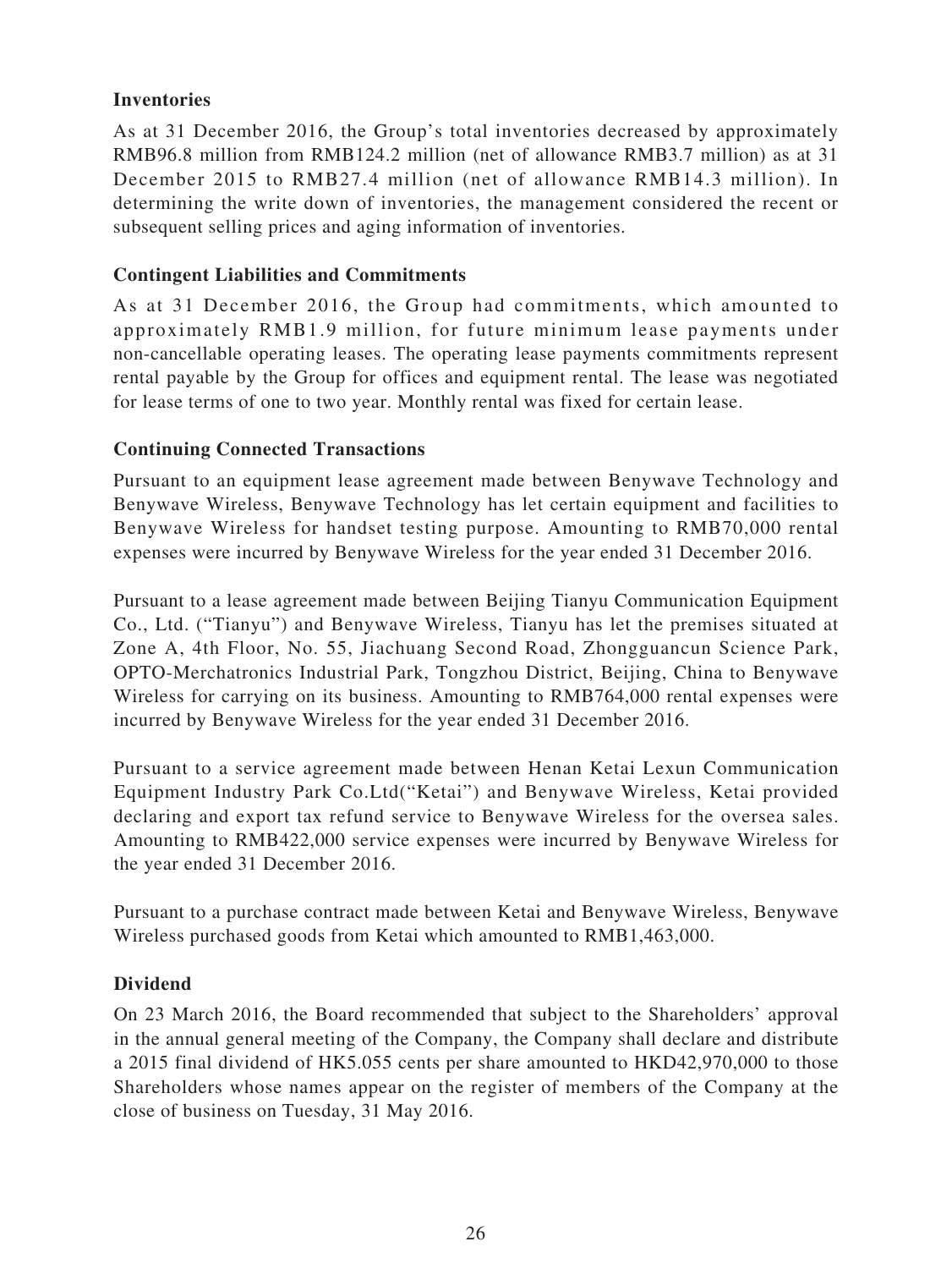## Inventories

As at 31 December 2016, the Group's total inventories decreased by approximately RMB96.8 million from RMB124.2 million (net of allowance RMB3.7 million) as at 31 December 2015 to RMB27.4 million (net of allowance RMB14.3 million). In determining the write down of inventories, the management considered the recent or subsequent selling prices and aging information of inventories.

## Contingent Liabilities and Commitments

As at 31 December 2016, the Group had commitments, which amounted to approximately RMB1.9 million, for future minimum lease payments under non-cancellable operating leases. The operating lease payments commitments represent rental payable by the Group for offices and equipment rental. The lease was negotiated for lease terms of one to two year. Monthly rental was fixed for certain lease.

## Continuing Connected Transactions

Pursuant to an equipment lease agreement made between Benywave Technology and Benywave Wireless, Benywave Technology has let certain equipment and facilities to Benywave Wireless for handset testing purpose. Amounting to RMB70,000 rental expenses were incurred by Benywave Wireless for the year ended 31 December 2016.

Pursuant to a lease agreement made between Beijing Tianyu Communication Equipment Co., Ltd. ("Tianyu") and Benywave Wireless, Tianyu has let the premises situated at Zone A, 4th Floor, No. 55, Jiachuang Second Road, Zhongguancun Science Park, OPTO-Merchatronics Industrial Park, Tongzhou District, Beijing, China to Benywave Wireless for carrying on its business. Amounting to RMB764,000 rental expenses were incurred by Benywave Wireless for the year ended 31 December 2016.

Pursuant to a service agreement made between Henan Ketai Lexun Communication Equipment Industry Park Co.Ltd("Ketai") and Benywave Wireless, Ketai provided declaring and export tax refund service to Benywave Wireless for the oversea sales. Amounting to RMB422,000 service expenses were incurred by Benywave Wireless for the year ended 31 December 2016.

Pursuant to a purchase contract made between Ketai and Benywave Wireless, Benywave Wireless purchased goods from Ketai which amounted to RMB1,463,000.

## Dividend

On 23 March 2016, the Board recommended that subject to the Shareholders' approval in the annual general meeting of the Company, the Company shall declare and distribute a 2015 final dividend of HK5.055 cents per share amounted to HKD42,970,000 to those Shareholders whose names appear on the register of members of the Company at the close of business on Tuesday, 31 May 2016.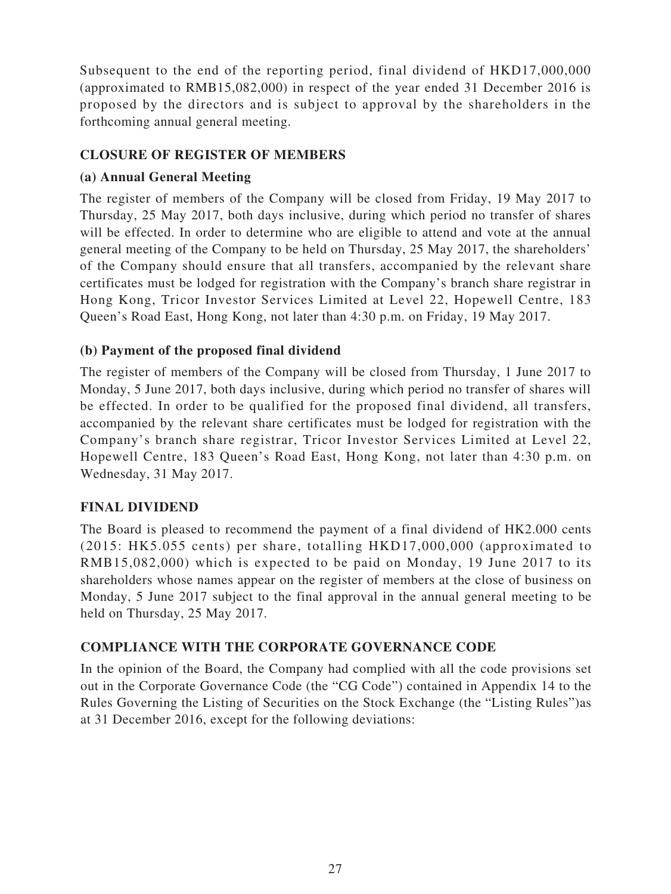Subsequent to the end of the reporting period, final dividend of HKD17,000,000 (approximated to RMB15,082,000) in respect of the year ended 31 December 2016 is proposed by the directors and is subject to approval by the shareholders in the forthcoming annual general meeting.

## CLOSURE OF REGISTER OF MEMBERS

### (a) Annual General Meeting

The register of members of the Company will be closed from Friday, 19 May 2017 to Thursday, 25 May 2017, both days inclusive, during which period no transfer of shares will be effected. In order to determine who are eligible to attend and vote at the annual general meeting of the Company to be held on Thursday, 25 May 2017, the shareholders' of the Company should ensure that all transfers, accompanied by the relevant share certificates must be lodged for registration with the Company's branch share registrar in Hong Kong, Tricor Investor Services Limited at Level 22, Hopewell Centre, 183 Queen's Road East, Hong Kong, not later than 4:30 p.m. on Friday, 19 May 2017.

### (b) Payment of the proposed final dividend

The register of members of the Company will be closed from Thursday, 1 June 2017 to Monday, 5 June 2017, both days inclusive, during which period no transfer of shares will be effected. In order to be qualified for the proposed final dividend, all transfers, accompanied by the relevant share certificates must be lodged for registration with the Company's branch share registrar, Tricor Investor Services Limited at Level 22, Hopewell Centre, 183 Queen's Road East, Hong Kong, not later than 4:30 p.m. on Wednesday, 31 May 2017.

## FINAL DIVIDEND

The Board is pleased to recommend the payment of a final dividend of HK2.000 cents (2015: HK5.055 cents) per share, totalling HKD17,000,000 (approximated to RMB15,082,000) which is expected to be paid on Monday, 19 June 2017 to its shareholders whose names appear on the register of members at the close of business on Monday, 5 June 2017 subject to the final approval in the annual general meeting to be held on Thursday, 25 May 2017.

## COMPLIANCE WITH THE CORPORATE GOVERNANCE CODE

In the opinion of the Board, the Company had complied with all the code provisions set out in the Corporate Governance Code (the "CG Code") contained in Appendix 14 to the Rules Governing the Listing of Securities on the Stock Exchange (the "Listing Rules")as at 31 December 2016, except for the following deviations: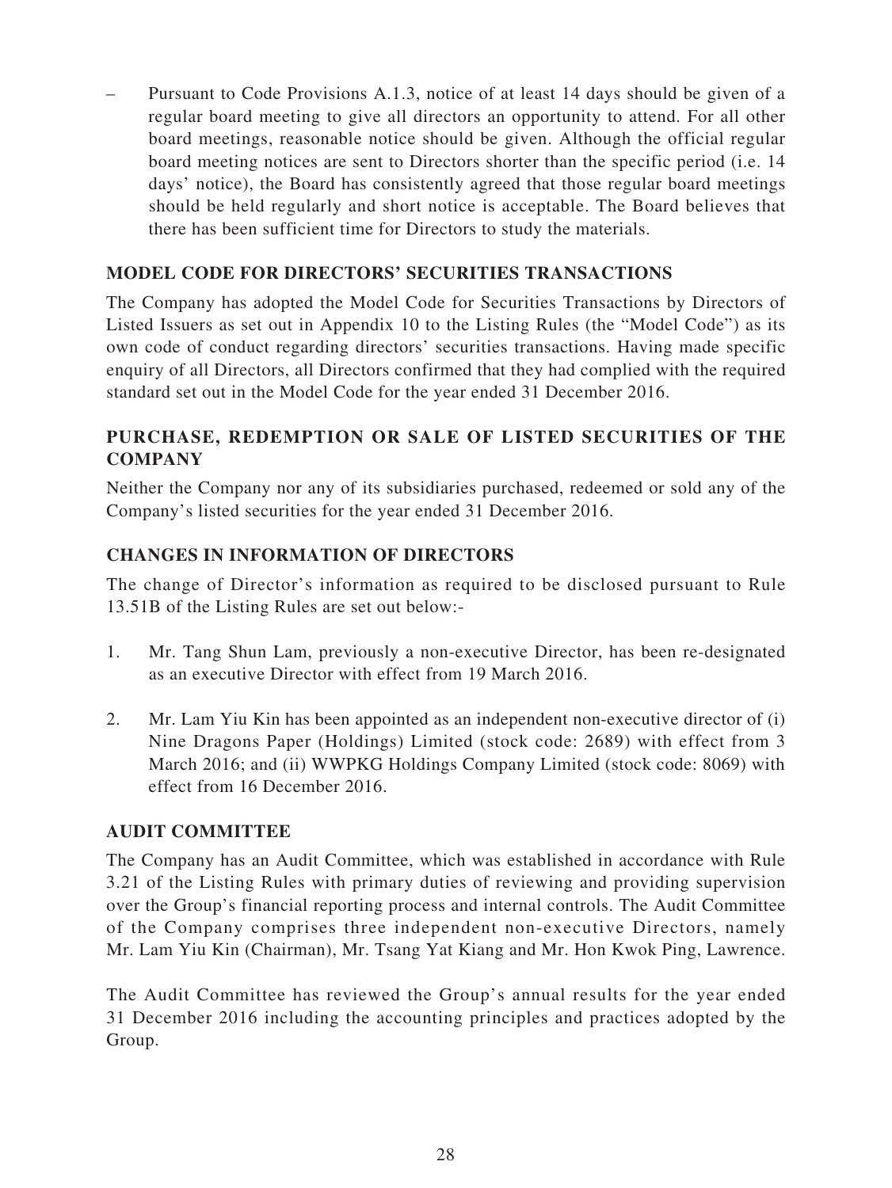- Pursuant to Code Provisions A.1.3, notice of at least 14 days should be given of a regular board meeting to give all directors an opportunity to attend. For all other board meetings, reasonable notice should be given. Although the official regular board meeting notices are sent to Directors shorter than the specific period (i.e. 14 days' notice), the Board has consistently agreed that those regular board meetings should be held regularly and short notice is acceptable. The Board believes that there has been sufficient time for Directors to study the materials.

## MODEL CODE FOR DIRECTORS' SECURITIES TRANSACTIONS

The Company has adopted the Model Code for Securities Transactions by Directors of Listed Issuers as set out in Appendix 10 to the Listing Rules (the "Model Code") as its own code of conduct regarding directors' securities transactions. Having made specific enquiry of all Directors, all Directors confirmed that they had complied with the required standard set out in the Model Code for the year ended 31 December 2016.

## PURCHASE, REDEMPTION OR SALE OF LISTED SECURITIES OF THE COMPANY

Neither the Company nor any of its subsidiaries purchased, redeemed or sold any of the Company's listed securities for the year ended 31 December 2016.

## CHANGES IN INFORMATION OF DIRECTORS

The change of Director's information as required to be disclosed pursuant to Rule 13.51B of the Listing Rules are set out below:-

1. Mr. Tang Shun Lam, previously a non-executive Director, has been re-designated as an executive Director with effect from 19 March 2016.

2. Mr. Lam Yiu Kin has been appointed as an independent non-executive director of (i) Nine Dragons Paper (Holdings) Limited (stock code: 2689) with effect from 3 March 2016; and (ii) WWPKG Holdings Company Limited (stock code: 8069) with effect from 16 December 2016.

## AUDIT COMMITTEE

The Company has an Audit Committee, which was established in accordance with Rule 3.21 of the Listing Rules with primary duties of reviewing and providing supervision over the Group's financial reporting process and internal controls. The Audit Committee of the Company comprises three independent non-executive Directors, namely Mr. Lam Yiu Kin (Chairman), Mr. Tsang Yat Kiang and Mr. Hon Kwok Ping, Lawrence.

The Audit Committee has reviewed the Group's annual results for the year ended 31 December 2016 including the accounting principles and practices adopted by the Group.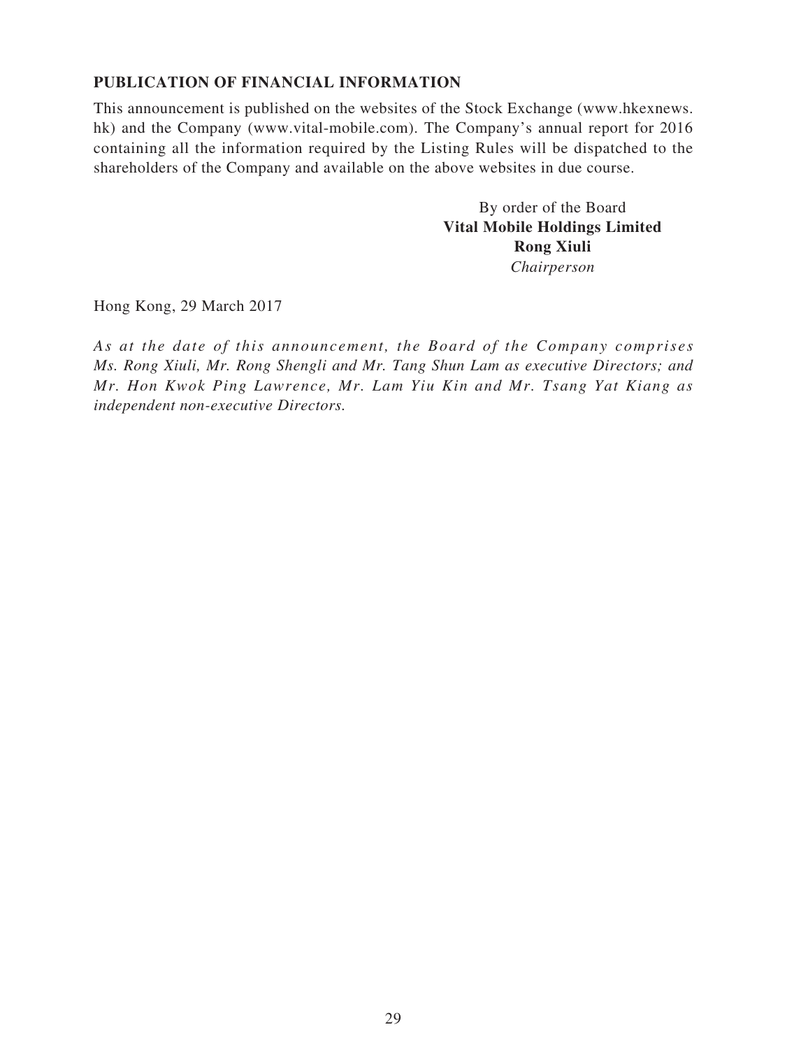**PUBLICATION OF FINANCIAL INFORMATION**

This announcement is published on the websites of the Stock Exchange (www.hkexnews.hk) and the Company (www.vital-mobile.com). The Company's annual report for 2016 containing all the information required by the Listing Rules will be dispatched to the shareholders of the Company and available on the above websites in due course.

By order of the Board
**Vital Mobile Holdings Limited**
**Rong Xiuli**
*Chairperson*

Hong Kong, 29 March 2017

*As at the date of this announcement, the Board of the Company comprises Ms. Rong Xiuli, Mr. Rong Shengli and Mr. Tang Shun Lam as executive Directors; and Mr. Hon Kwok Ping Lawrence, Mr. Lam Yiu Kin and Mr. Tsang Yat Kiang as independent non-executive Directors.*